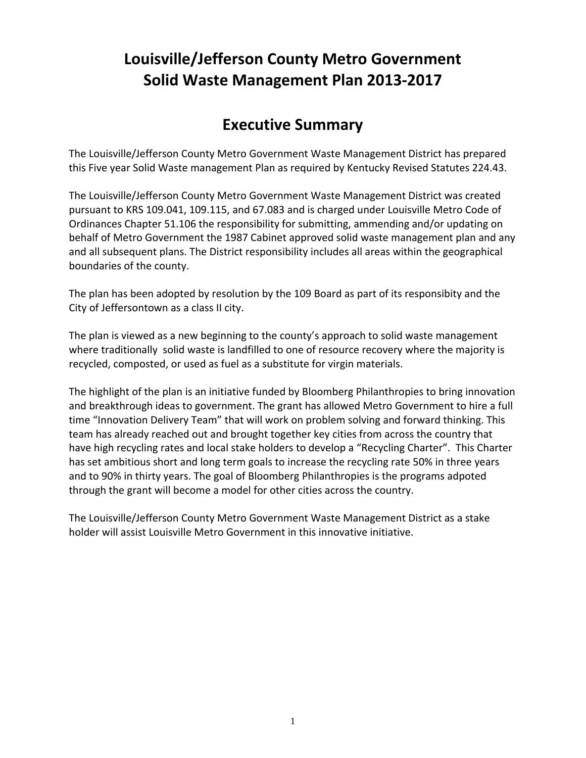# Louisville/Jefferson County Metro Government Solid Waste Management Plan 2013-2017

## Executive Summary

The Louisville/Jefferson County Metro Government Waste Management District has prepared this Five year Solid Waste management Plan as required by Kentucky Revised Statutes 224.43.

The Louisville/Jefferson County Metro Government Waste Management District was created pursuant to KRS 109.041, 109.115, and 67.083 and is charged under Louisville Metro Code of Ordinances Chapter 51.106 the responsibility for submitting, ammending and/or updating on behalf of Metro Government the 1987 Cabinet approved solid waste management plan and any and all subsequent plans. The District responsibility includes all areas within the geographical boundaries of the county.

The plan has been adopted by resolution by the 109 Board as part of its responsibity and the City of Jeffersontown as a class II city.

The plan is viewed as a new beginning to the county's approach to solid waste management where traditionally solid waste is landfilled to one of resource recovery where the majority is recycled, composted, or used as fuel as a substitute for virgin materials.

The highlight of the plan is an initiative funded by Bloomberg Philanthropies to bring innovation and breakthrough ideas to government. The grant has allowed Metro Government to hire a full time "Innovation Delivery Team" that will work on problem solving and forward thinking. This team has already reached out and brought together key cities from across the country that have high recycling rates and local stake holders to develop a "Recycling Charter". This Charter has set ambitious short and long term goals to increase the recycling rate 50% in three years and to 90% in thirty years. The goal of Bloomberg Philanthropies is the programs adpoted through the grant will become a model for other cities across the country.

The Louisville/Jefferson County Metro Government Waste Management District as a stake holder will assist Louisville Metro Government in this innovative initiative.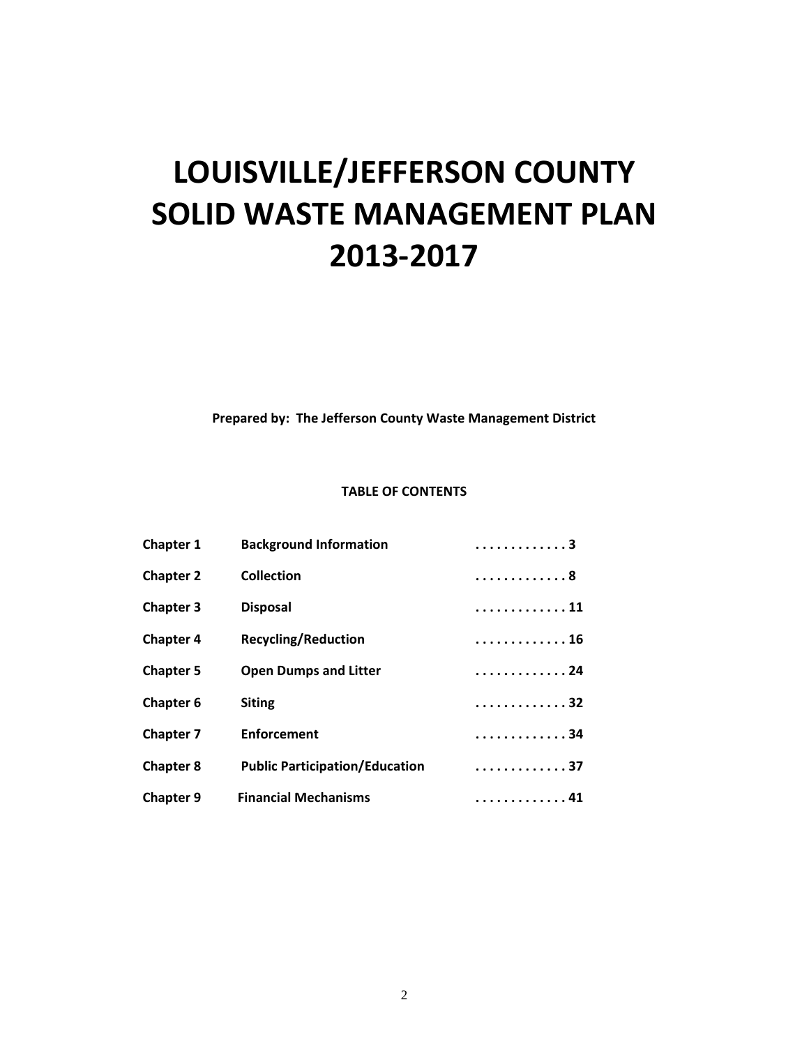# LOUISVILLE/JEFFERSON COUNTY SOLID WASTE MANAGEMENT PLAN 2013-2017

**Prepared by: The Jefferson County Waste Management District**

**TABLE OF CONTENTS**

| | | |
|---|---|---|
| **Chapter 1** | **Background Information** | **. . . . . . . . . . . . . 3** |
| **Chapter 2** | **Collection** | **. . . . . . . . . . . . . 8** |
| **Chapter 3** | **Disposal** | **. . . . . . . . . . . . . 11** |
| **Chapter 4** | **Recycling/Reduction** | **. . . . . . . . . . . . . 16** |
| **Chapter 5** | **Open Dumps and Litter** | **. . . . . . . . . . . . . 24** |
| **Chapter 6** | **Siting** | **. . . . . . . . . . . . . 32** |
| **Chapter 7** | **Enforcement** | **. . . . . . . . . . . . . 34** |
| **Chapter 8** | **Public Participation/Education** | **. . . . . . . . . . . . . 37** |
| **Chapter 9** | **Financial Mechanisms** | **. . . . . . . . . . . . . 41** |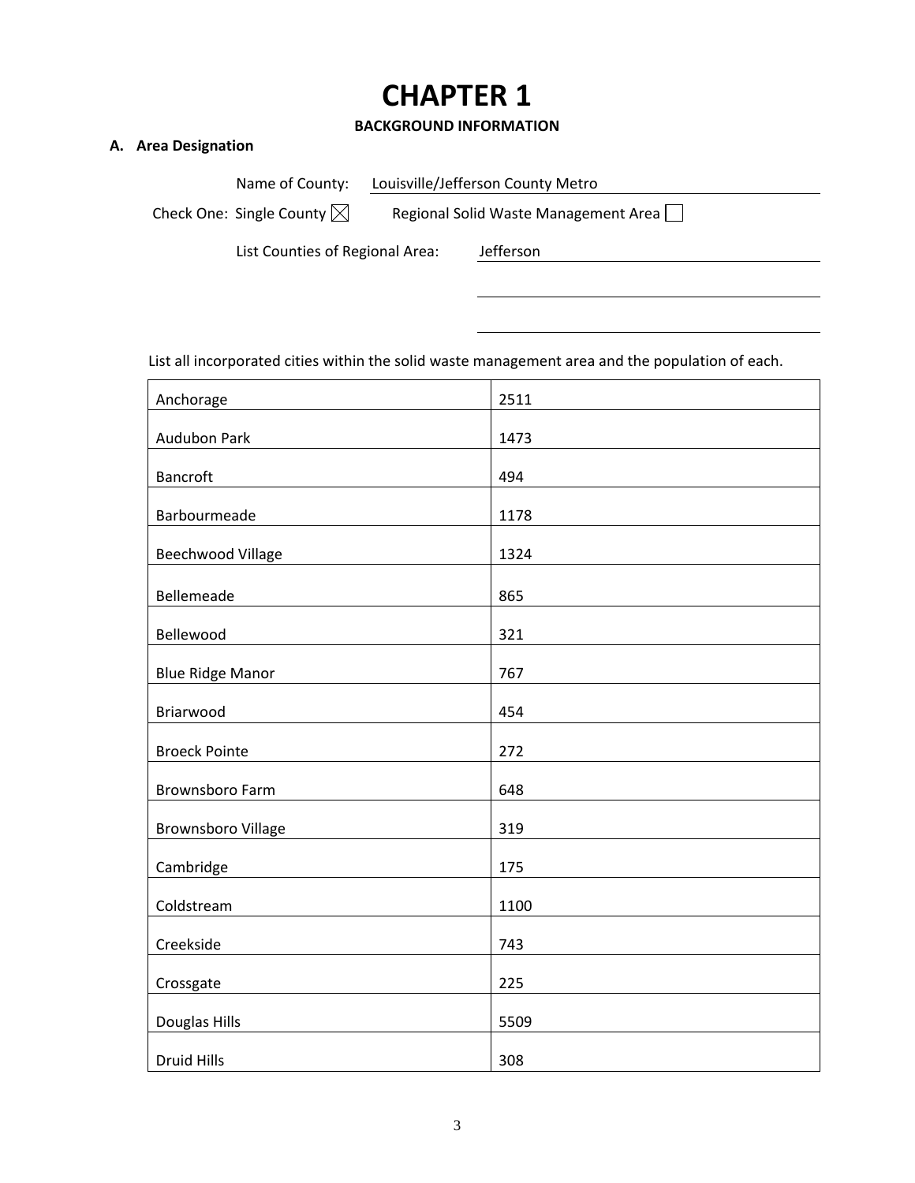# CHAPTER 1

**BACKGROUND INFORMATION**

**A. Area Designation**

Name of County: Louisville/Jefferson County Metro

Check One: Single County ☒ Regional Solid Waste Management Area ☐

List Counties of Regional Area: Jefferson

List all incorporated cities within the solid waste management area and the population of each.

| | |
|---|---|
| Anchorage | 2511 |
| Audubon Park | 1473 |
| Bancroft | 494 |
| Barbourmeade | 1178 |
| Beechwood Village | 1324 |
| Bellemeade | 865 |
| Bellewood | 321 |
| Blue Ridge Manor | 767 |
| Briarwood | 454 |
| Broeck Pointe | 272 |
| Brownsboro Farm | 648 |
| Brownsboro Village | 319 |
| Cambridge | 175 |
| Coldstream | 1100 |
| Creekside | 743 |
| Crossgate | 225 |
| Douglas Hills | 5509 |
| Druid Hills | 308 |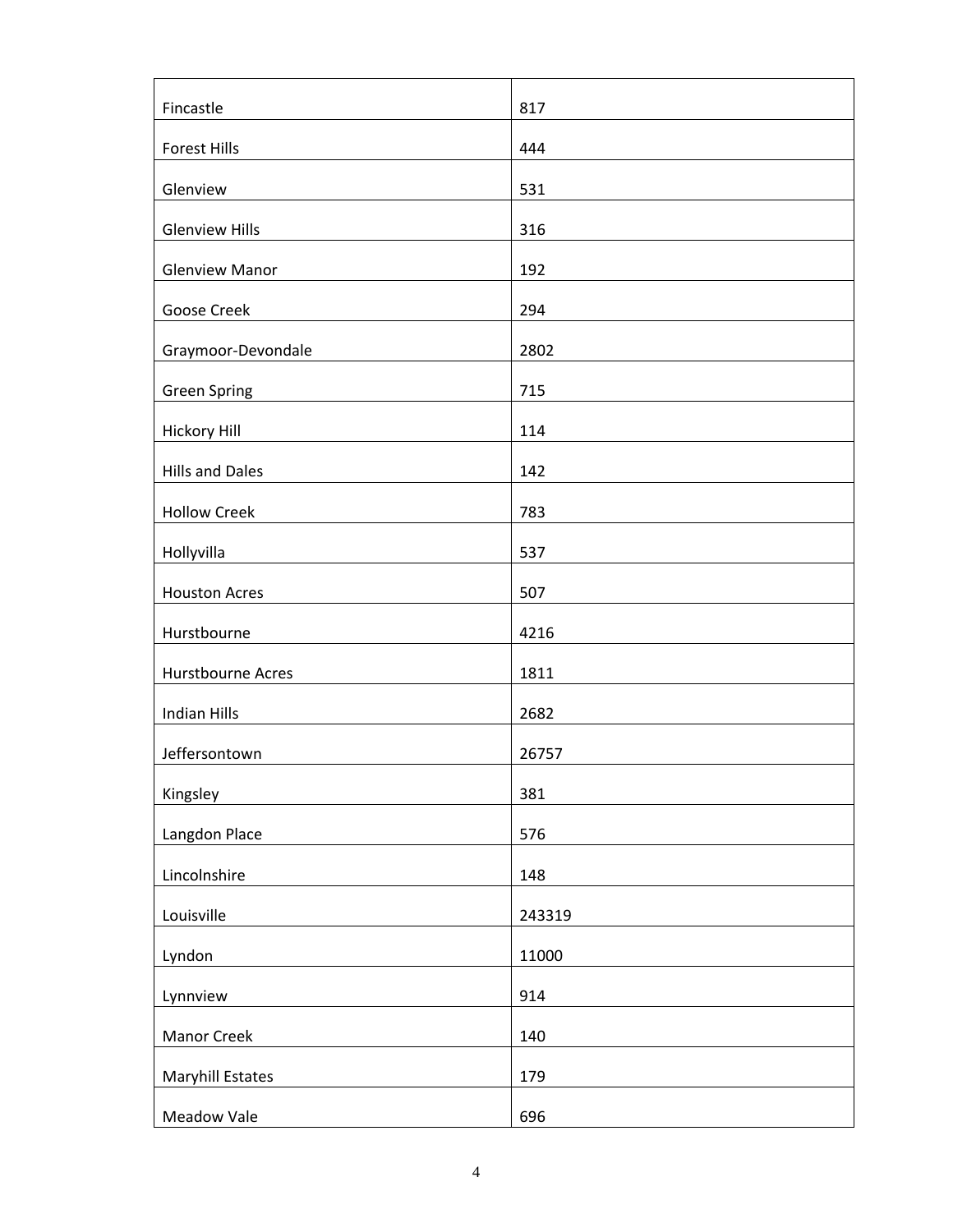| Fincastle | 817 |
| --- | --- |
| Forest Hills | 444 |
| Glenview | 531 |
| Glenview Hills | 316 |
| Glenview Manor | 192 |
| Goose Creek | 294 |
| Graymoor-Devondale | 2802 |
| Green Spring | 715 |
| Hickory Hill | 114 |
| Hills and Dales | 142 |
| Hollow Creek | 783 |
| Hollyvilla | 537 |
| Houston Acres | 507 |
| Hurstbourne | 4216 |
| Hurstbourne Acres | 1811 |
| Indian Hills | 2682 |
| Jeffersontown | 26757 |
| Kingsley | 381 |
| Langdon Place | 576 |
| Lincolnshire | 148 |
| Louisville | 243319 |
| Lyndon | 11000 |
| Lynnview | 914 |
| Manor Creek | 140 |
| Maryhill Estates | 179 |
| Meadow Vale | 696 |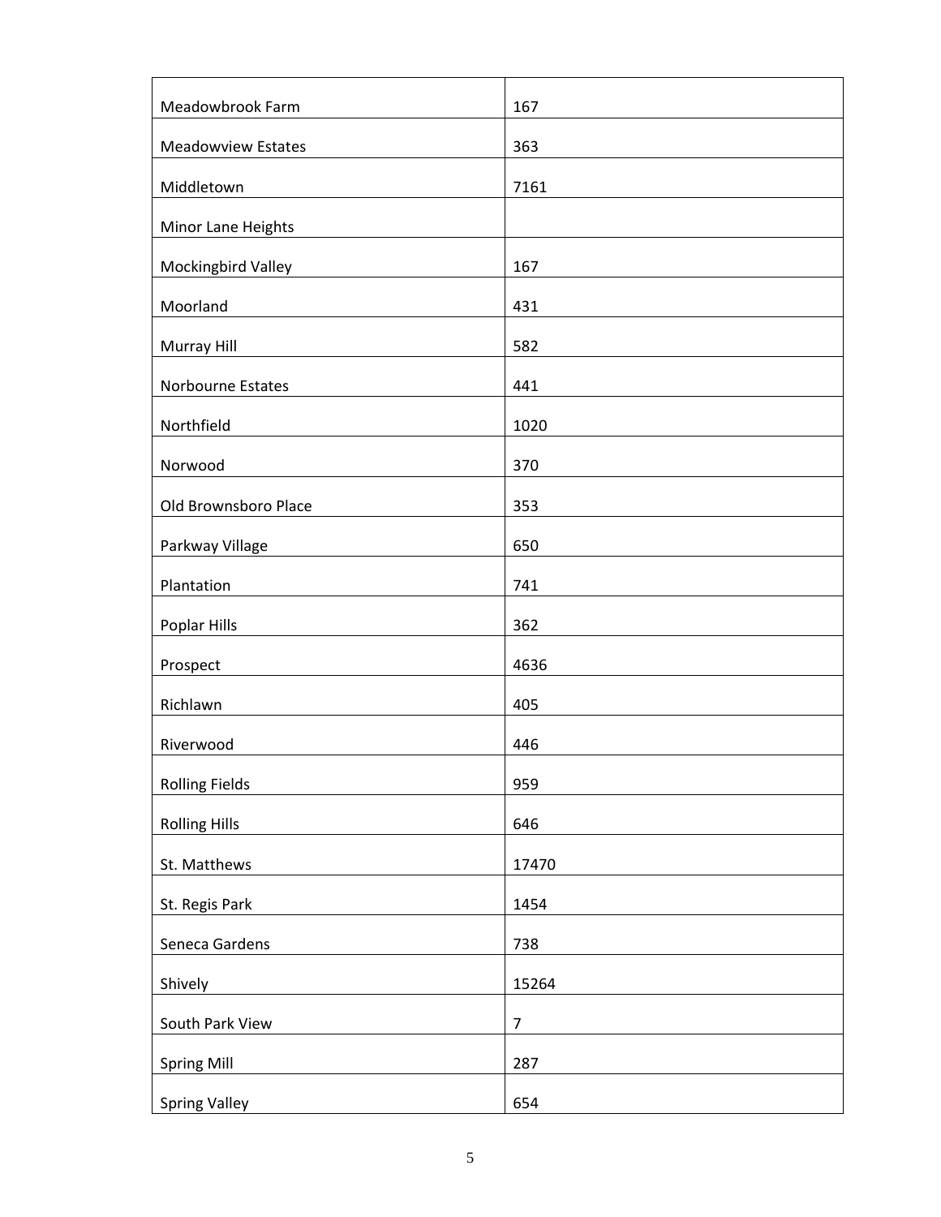| Meadowbrook Farm | 167 |
|---|---|
| Meadowview Estates | 363 |
| Middletown | 7161 |
| Minor Lane Heights | |
| Mockingbird Valley | 167 |
| Moorland | 431 |
| Murray Hill | 582 |
| Norbourne Estates | 441 |
| Northfield | 1020 |
| Norwood | 370 |
| Old Brownsboro Place | 353 |
| Parkway Village | 650 |
| Plantation | 741 |
| Poplar Hills | 362 |
| Prospect | 4636 |
| Richlawn | 405 |
| Riverwood | 446 |
| Rolling Fields | 959 |
| Rolling Hills | 646 |
| St. Matthews | 17470 |
| St. Regis Park | 1454 |
| Seneca Gardens | 738 |
| Shively | 15264 |
| South Park View | 7 |
| Spring Mill | 287 |
| Spring Valley | 654 |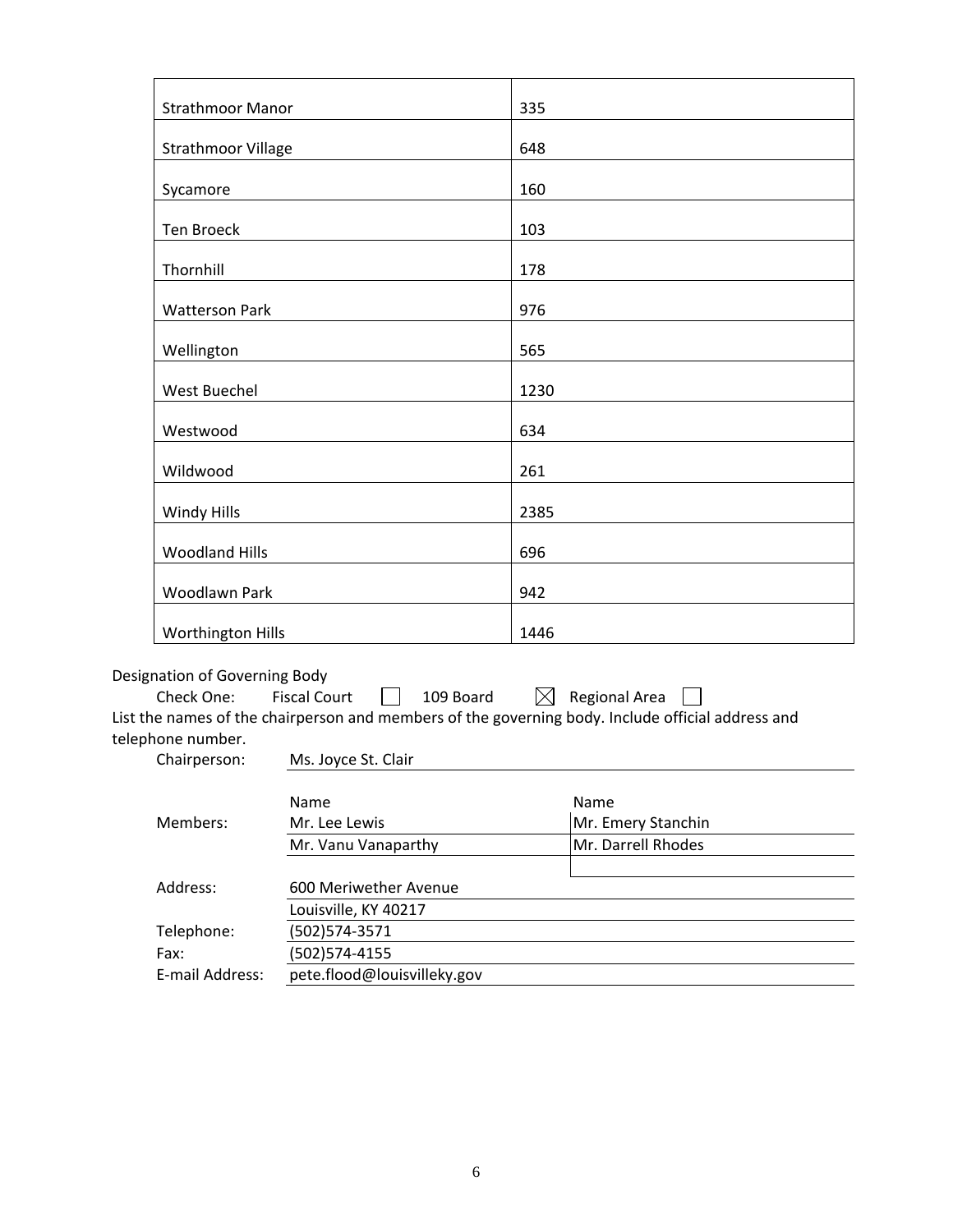| | |
|---|---|
| Strathmoor Manor | 335 |
| Strathmoor Village | 648 |
| Sycamore | 160 |
| Ten Broeck | 103 |
| Thornhill | 178 |
| Watterson Park | 976 |
| Wellington | 565 |
| West Buechel | 1230 |
| Westwood | 634 |
| Wildwood | 261 |
| Windy Hills | 2385 |
| Woodland Hills | 696 |
| Woodlawn Park | 942 |
| Worthington Hills | 1446 |

Designation of Governing Body

Check One: Fiscal Court ☐ 109 Board ☒ Regional Area ☐

List the names of the chairperson and members of the governing body. Include official address and telephone number.

Chairperson: Ms. Joyce St. Clair

| | Name | Name |
|---|---|---|
| Members: | Mr. Lee Lewis | Mr. Emery Stanchin |
| | Mr. Vanu Vanaparthy | Mr. Darrell Rhodes |

Address: 600 Meriwether Avenue
Louisville, KY 40217

Telephone: (502)574-3571

Fax: (502)574-4155

E-mail Address: pete.flood@louisvilleky.gov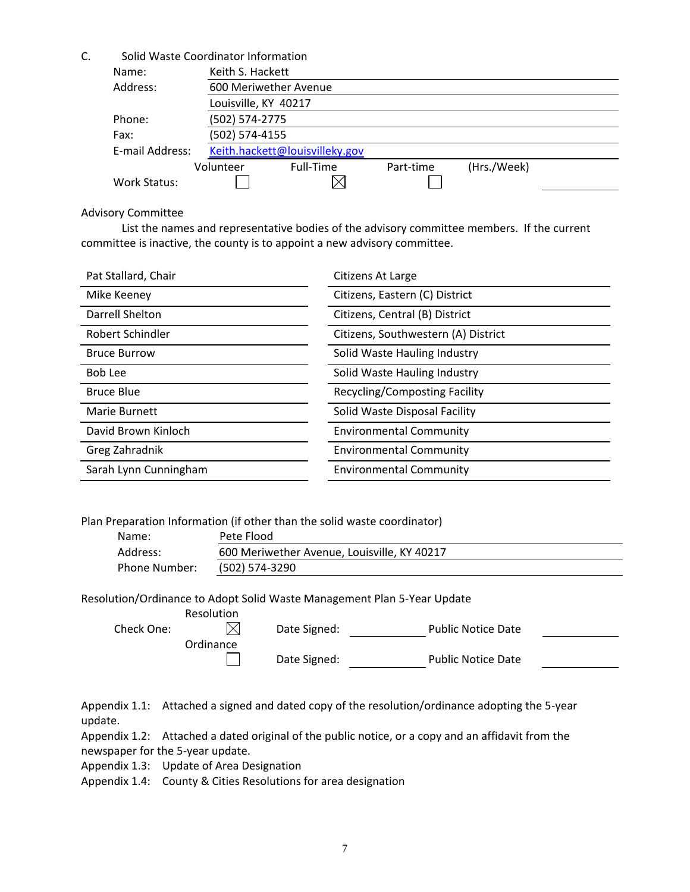C. Solid Waste Coordinator Information

| | |
|---|---|
| Name: | Keith S. Hackett |
| Address: | 600 Meriwether Avenue |
| | Louisville, KY 40217 |
| Phone: | (502) 574-2775 |
| Fax: | (502) 574-4155 |
| E-mail Address: | Keith.hackett@louisvilleky.gov |

| | Volunteer | Full-Time | Part-time | (Hrs./Week) |
|---|---|---|---|---|
| Work Status: | ☐ | ☒ | ☐ | |

Advisory Committee

List the names and representative bodies of the advisory committee members. If the current committee is inactive, the county is to appoint a new advisory committee.

| Name | Representative Body |
|---|---|
| Pat Stallard, Chair | Citizens At Large |
| Mike Keeney | Citizens, Eastern (C) District |
| Darrell Shelton | Citizens, Central (B) District |
| Robert Schindler | Citizens, Southwestern (A) District |
| Bruce Burrow | Solid Waste Hauling Industry |
| Bob Lee | Solid Waste Hauling Industry |
| Bruce Blue | Recycling/Composting Facility |
| Marie Burnett | Solid Waste Disposal Facility |
| David Brown Kinloch | Environmental Community |
| Greg Zahradnik | Environmental Community |
| Sarah Lynn Cunningham | Environmental Community |

Plan Preparation Information (if other than the solid waste coordinator)

| | |
|---|---|
| Name: | Pete Flood |
| Address: | 600 Meriwether Avenue, Louisville, KY 40217 |
| Phone Number: | (502) 574-3290 |

Resolution/Ordinance to Adopt Solid Waste Management Plan 5-Year Update

| Check One: | | | | | |
|---|---|---|---|---|---|
| Resolution | ☒ | Date Signed: | | Public Notice Date | |
| Ordinance | ☐ | Date Signed: | | Public Notice Date | |

Appendix 1.1: Attached a signed and dated copy of the resolution/ordinance adopting the 5-year update.
Appendix 1.2: Attached a dated original of the public notice, or a copy and an affidavit from the newspaper for the 5-year update.
Appendix 1.3: Update of Area Designation
Appendix 1.4: County & Cities Resolutions for area designation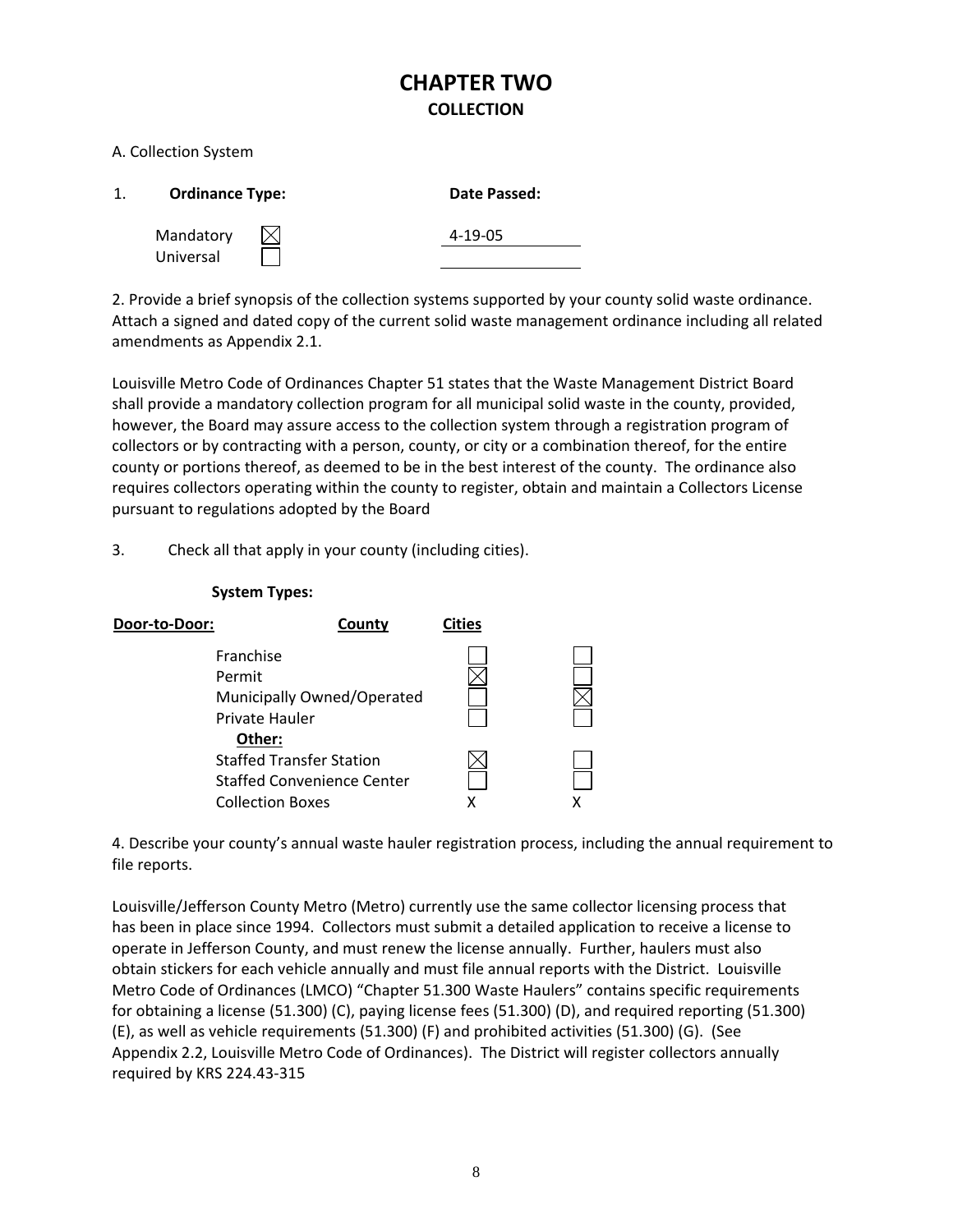# CHAPTER TWO

## COLLECTION

A. Collection System

1. **Ordinance Type:** **Date Passed:**

| Ordinance Type | | Date Passed |
|---|---|---|
| Mandatory | ☒ | 4-19-05 |
| Universal | ☐ | |

2. Provide a brief synopsis of the collection systems supported by your county solid waste ordinance. Attach a signed and dated copy of the current solid waste management ordinance including all related amendments as Appendix 2.1.

Louisville Metro Code of Ordinances Chapter 51 states that the Waste Management District Board shall provide a mandatory collection program for all municipal solid waste in the county, provided, however, the Board may assure access to the collection system through a registration program of collectors or by contracting with a person, county, or city or a combination thereof, for the entire county or portions thereof, as deemed to be in the best interest of the county. The ordinance also requires collectors operating within the county to register, obtain and maintain a Collectors License pursuant to regulations adopted by the Board

3. Check all that apply in your county (including cities).

**System Types:**

| **Door-to-Door:** | **County** | **Cities** |
|---|---|---|
| Franchise | ☐ | ☐ |
| Permit | ☒ | ☐ |
| Municipally Owned/Operated | ☐ | ☒ |
| Private Hauler | ☐ | ☐ |
| **Other:** | | |
| Staffed Transfer Station | ☒ | ☐ |
| Staffed Convenience Center | ☐ | ☐ |
| Collection Boxes | X | X |

4. Describe your county's annual waste hauler registration process, including the annual requirement to file reports.

Louisville/Jefferson County Metro (Metro) currently use the same collector licensing process that has been in place since 1994. Collectors must submit a detailed application to receive a license to operate in Jefferson County, and must renew the license annually. Further, haulers must also obtain stickers for each vehicle annually and must file annual reports with the District. Louisville Metro Code of Ordinances (LMCO) "Chapter 51.300 Waste Haulers" contains specific requirements for obtaining a license (51.300) (C), paying license fees (51.300) (D), and required reporting (51.300) (E), as well as vehicle requirements (51.300) (F) and prohibited activities (51.300) (G). (See Appendix 2.2, Louisville Metro Code of Ordinances). The District will register collectors annually required by KRS 224.43-315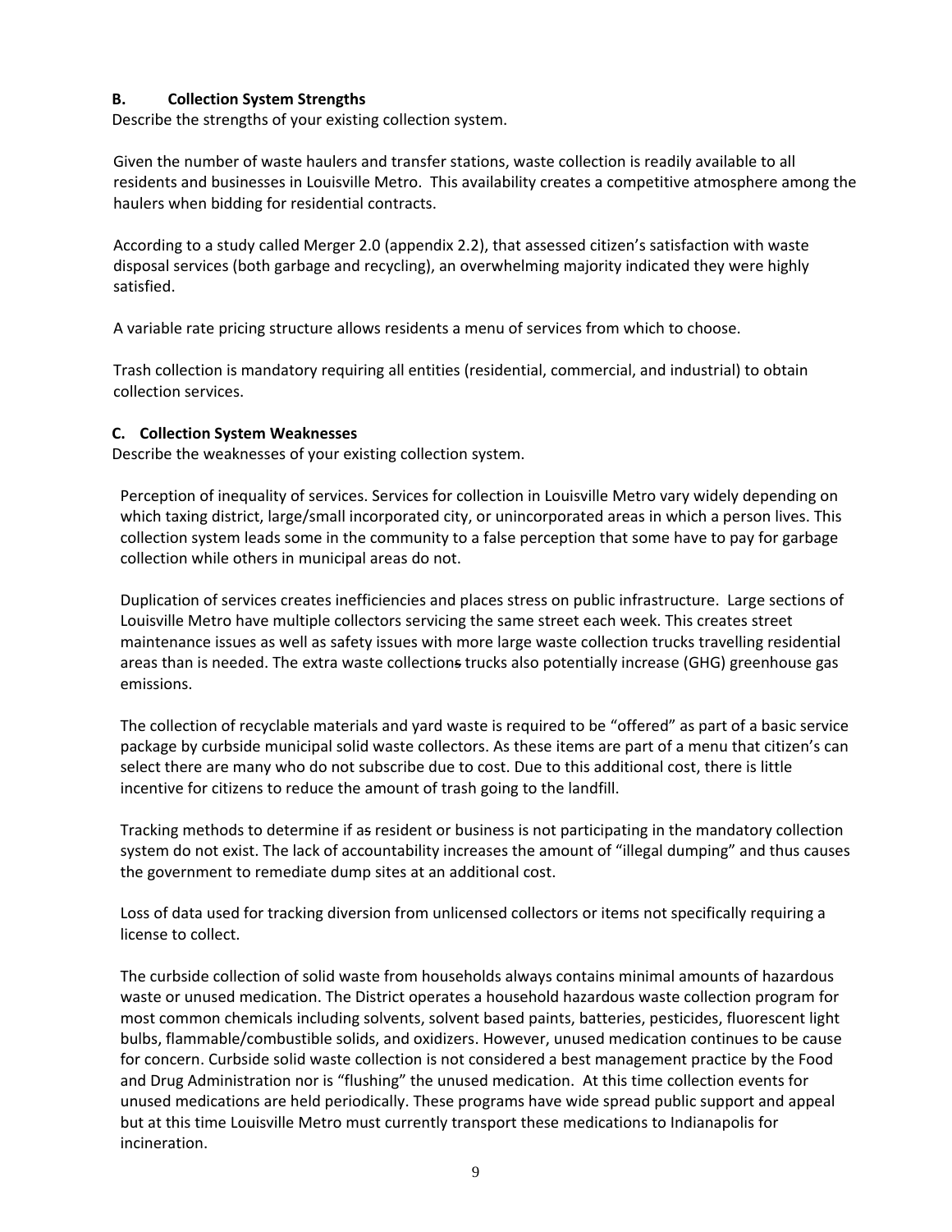**B. Collection System Strengths**

Describe the strengths of your existing collection system.

Given the number of waste haulers and transfer stations, waste collection is readily available to all residents and businesses in Louisville Metro. This availability creates a competitive atmosphere among the haulers when bidding for residential contracts.

According to a study called Merger 2.0 (appendix 2.2), that assessed citizen's satisfaction with waste disposal services (both garbage and recycling), an overwhelming majority indicated they were highly satisfied.

A variable rate pricing structure allows residents a menu of services from which to choose.

Trash collection is mandatory requiring all entities (residential, commercial, and industrial) to obtain collection services.

**C. Collection System Weaknesses**

Describe the weaknesses of your existing collection system.

Perception of inequality of services. Services for collection in Louisville Metro vary widely depending on which taxing district, large/small incorporated city, or unincorporated areas in which a person lives. This collection system leads some in the community to a false perception that some have to pay for garbage collection while others in municipal areas do not.

Duplication of services creates inefficiencies and places stress on public infrastructure. Large sections of Louisville Metro have multiple collectors servicing the same street each week. This creates street maintenance issues as well as safety issues with more large waste collection trucks travelling residential areas than is needed. The extra waste collection~~s~~ trucks also potentially increase (GHG) greenhouse gas emissions.

The collection of recyclable materials and yard waste is required to be "offered" as part of a basic service package by curbside municipal solid waste collectors. As these items are part of a menu that citizen's can select there are many who do not subscribe due to cost. Due to this additional cost, there is little incentive for citizens to reduce the amount of trash going to the landfill.

Tracking methods to determine if a~~s~~ resident or business is not participating in the mandatory collection system do not exist. The lack of accountability increases the amount of "illegal dumping" and thus causes the government to remediate dump sites at an additional cost.

Loss of data used for tracking diversion from unlicensed collectors or items not specifically requiring a license to collect.

The curbside collection of solid waste from households always contains minimal amounts of hazardous waste or unused medication. The District operates a household hazardous waste collection program for most common chemicals including solvents, solvent based paints, batteries, pesticides, fluorescent light bulbs, flammable/combustible solids, and oxidizers. However, unused medication continues to be cause for concern. Curbside solid waste collection is not considered a best management practice by the Food and Drug Administration nor is "flushing" the unused medication. At this time collection events for unused medications are held periodically. These programs have wide spread public support and appeal but at this time Louisville Metro must currently transport these medications to Indianapolis for incineration.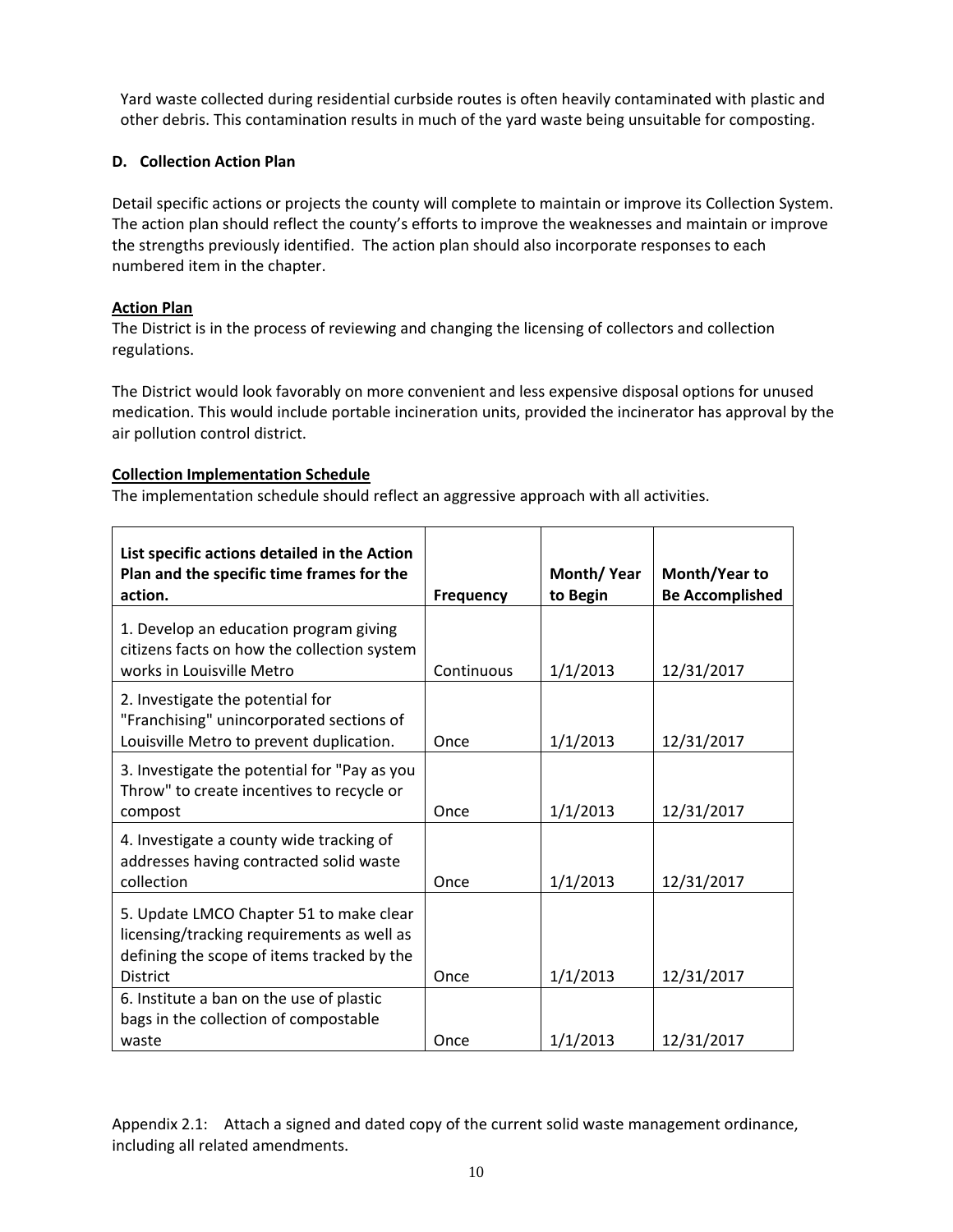Yard waste collected during residential curbside routes is often heavily contaminated with plastic and other debris. This contamination results in much of the yard waste being unsuitable for composting.

### D. Collection Action Plan

Detail specific actions or projects the county will complete to maintain or improve its Collection System. The action plan should reflect the county's efforts to improve the weaknesses and maintain or improve the strengths previously identified. The action plan should also incorporate responses to each numbered item in the chapter.

**Action Plan**

The District is in the process of reviewing and changing the licensing of collectors and collection regulations.

The District would look favorably on more convenient and less expensive disposal options for unused medication. This would include portable incineration units, provided the incinerator has approval by the air pollution control district.

**Collection Implementation Schedule**

The implementation schedule should reflect an aggressive approach with all activities.

| List specific actions detailed in the Action Plan and the specific time frames for the action. | Frequency | Month/ Year to Begin | Month/Year to Be Accomplished |
|---|---|---|---|
| 1. Develop an education program giving citizens facts on how the collection system works in Louisville Metro | Continuous | 1/1/2013 | 12/31/2017 |
| 2. Investigate the potential for "Franchising" unincorporated sections of Louisville Metro to prevent duplication. | Once | 1/1/2013 | 12/31/2017 |
| 3. Investigate the potential for "Pay as you Throw" to create incentives to recycle or compost | Once | 1/1/2013 | 12/31/2017 |
| 4. Investigate a county wide tracking of addresses having contracted solid waste collection | Once | 1/1/2013 | 12/31/2017 |
| 5. Update LMCO Chapter 51 to make clear licensing/tracking requirements as well as defining the scope of items tracked by the District | Once | 1/1/2013 | 12/31/2017 |
| 6. Institute a ban on the use of plastic bags in the collection of compostable waste | Once | 1/1/2013 | 12/31/2017 |

Appendix 2.1: Attach a signed and dated copy of the current solid waste management ordinance, including all related amendments.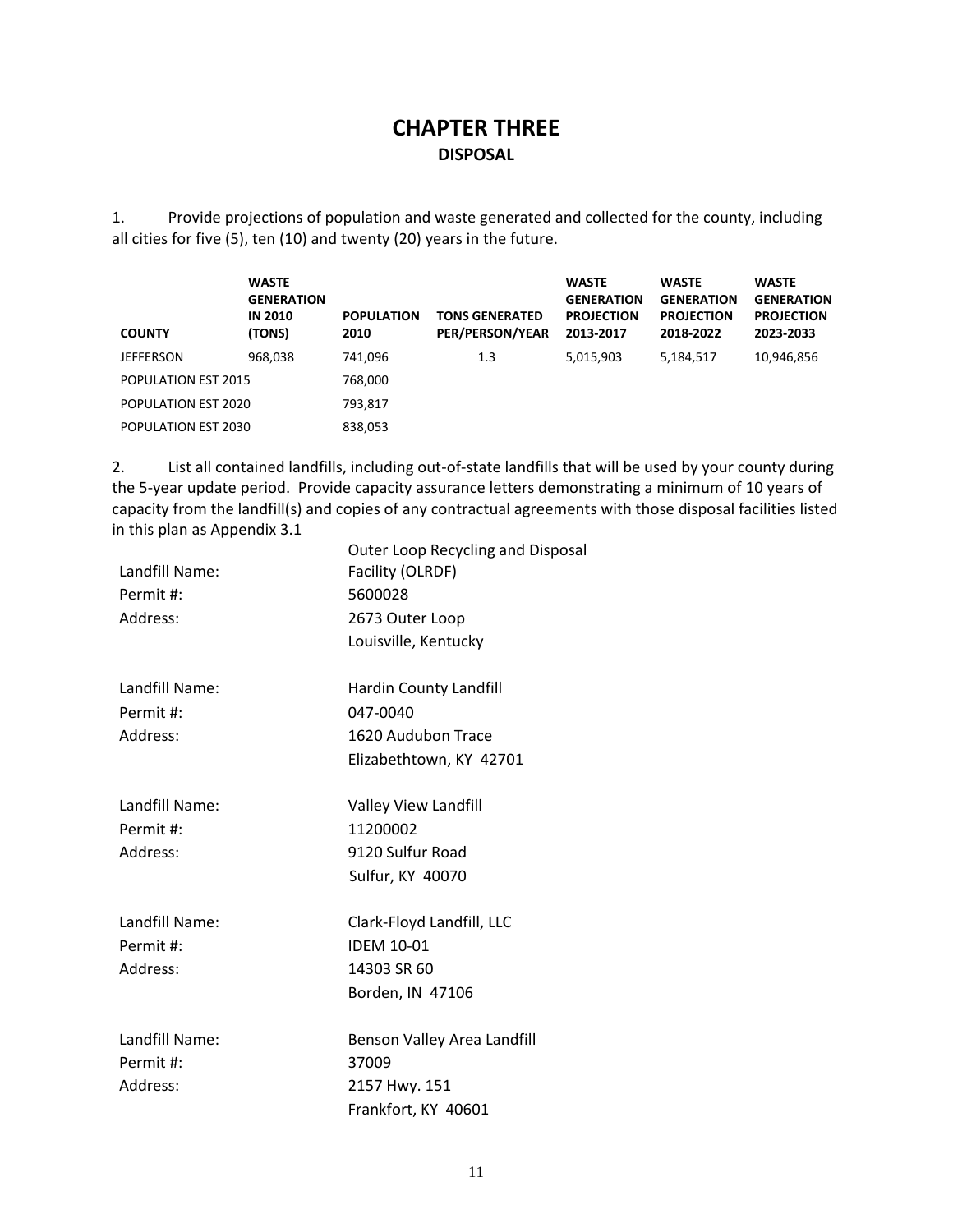# CHAPTER THREE

## DISPOSAL

1. Provide projections of population and waste generated and collected for the county, including all cities for five (5), ten (10) and twenty (20) years in the future.

| COUNTY | WASTE GENERATION IN 2010 (TONS) | POPULATION 2010 | TONS GENERATED PER/PERSON/YEAR | WASTE GENERATION PROJECTION 2013-2017 | WASTE GENERATION PROJECTION 2018-2022 | WASTE GENERATION PROJECTION 2023-2033 |
|---|---|---|---|---|---|---|
| JEFFERSON | 968,038 | 741,096 | 1.3 | 5,015,903 | 5,184,517 | 10,946,856 |
| POPULATION EST 2015 | | 768,000 | | | | |
| POPULATION EST 2020 | | 793,817 | | | | |
| POPULATION EST 2030 | | 838,053 | | | | |

2. List all contained landfills, including out-of-state landfills that will be used by your county during the 5-year update period. Provide capacity assurance letters demonstrating a minimum of 10 years of capacity from the landfill(s) and copies of any contractual agreements with those disposal facilities listed in this plan as Appendix 3.1

Landfill Name: Outer Loop Recycling and Disposal Facility (OLRDF)
Permit #: 5600028
Address: 2673 Outer Loop
Louisville, Kentucky

Landfill Name: Hardin County Landfill
Permit #: 047-0040
Address: 1620 Audubon Trace
Elizabethtown, KY 42701

Landfill Name: Valley View Landfill
Permit #: 11200002
Address: 9120 Sulfur Road
Sulfur, KY 40070

Landfill Name: Clark-Floyd Landfill, LLC
Permit #: IDEM 10-01
Address: 14303 SR 60
Borden, IN 47106

Landfill Name: Benson Valley Area Landfill
Permit #: 37009
Address: 2157 Hwy. 151
Frankfort, KY 40601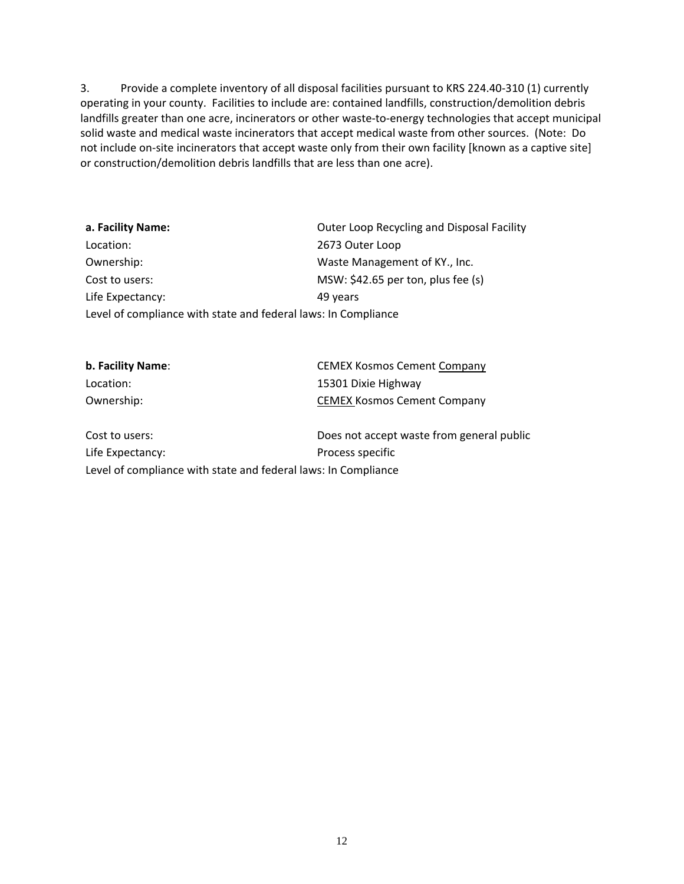3. Provide a complete inventory of all disposal facilities pursuant to KRS 224.40-310 (1) currently operating in your county. Facilities to include are: contained landfills, construction/demolition debris landfills greater than one acre, incinerators or other waste-to-energy technologies that accept municipal solid waste and medical waste incinerators that accept medical waste from other sources. (Note: Do not include on-site incinerators that accept waste only from their own facility [known as a captive site] or construction/demolition debris landfills that are less than one acre).

**a. Facility Name:** Outer Loop Recycling and Disposal Facility
Location: 2673 Outer Loop
Ownership: Waste Management of KY., Inc.
Cost to users: MSW: $42.65 per ton, plus fee (s)
Life Expectancy: 49 years
Level of compliance with state and federal laws: In Compliance

**b. Facility Name**: CEMEX Kosmos Cement Company
Location: 15301 Dixie Highway
Ownership: CEMEX Kosmos Cement Company

Cost to users: Does not accept waste from general public
Life Expectancy: Process specific
Level of compliance with state and federal laws: In Compliance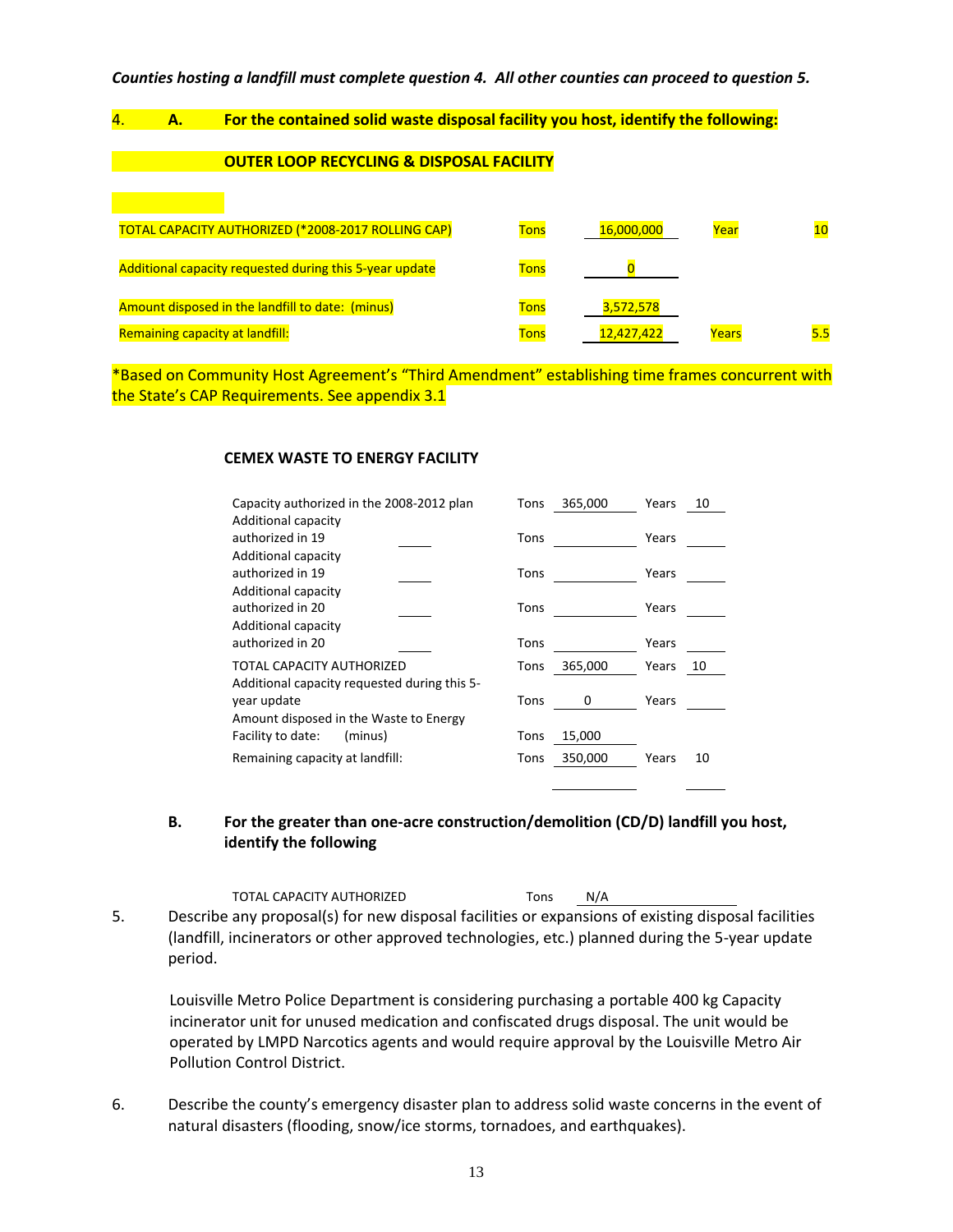***Counties hosting a landfill must complete question 4. All other counties can proceed to question 5.***

4. **A. For the contained solid waste disposal facility you host, identify the following:**

**OUTER LOOP RECYCLING & DISPOSAL FACILITY**

| | | | | |
|---|---|---|---|---|
| TOTAL CAPACITY AUTHORIZED (*2008-2017 ROLLING CAP) | Tons | 16,000,000 | Year | 10 |
| Additional capacity requested during this 5-year update | Tons | 0 | | |
| Amount disposed in the landfill to date: (minus) | Tons | 3,572,578 | | |
| Remaining capacity at landfill: | Tons | 12,427,422 | Years | 5.5 |

*Based on Community Host Agreement's "Third Amendment" establishing time frames concurrent with the State's CAP Requirements. See appendix 3.1

**CEMEX WASTE TO ENERGY FACILITY**

| | | | | |
|---|---|---|---|---|
| Capacity authorized in the 2008-2012 plan | Tons | 365,000 | Years | 10 |
| Additional capacity authorized in 19____ | Tons | | Years | |
| Additional capacity authorized in 19____ | Tons | | Years | |
| Additional capacity authorized in 20____ | Tons | | Years | |
| Additional capacity authorized in 20____ | Tons | | Years | |
| TOTAL CAPACITY AUTHORIZED | Tons | 365,000 | Years | 10 |
| Additional capacity requested during this 5-year update | Tons | 0 | Years | |
| Amount disposed in the Waste to Energy Facility to date: (minus) | Tons | 15,000 | | |
| Remaining capacity at landfill: | Tons | 350,000 | Years | 10 |

**B. For the greater than one-acre construction/demolition (CD/D) landfill you host, identify the following**

TOTAL CAPACITY AUTHORIZED Tons N/A

5. Describe any proposal(s) for new disposal facilities or expansions of existing disposal facilities (landfill, incinerators or other approved technologies, etc.) planned during the 5-year update period.

   Louisville Metro Police Department is considering purchasing a portable 400 kg Capacity incinerator unit for unused medication and confiscated drugs disposal. The unit would be operated by LMPD Narcotics agents and would require approval by the Louisville Metro Air Pollution Control District.

6. Describe the county's emergency disaster plan to address solid waste concerns in the event of natural disasters (flooding, snow/ice storms, tornadoes, and earthquakes).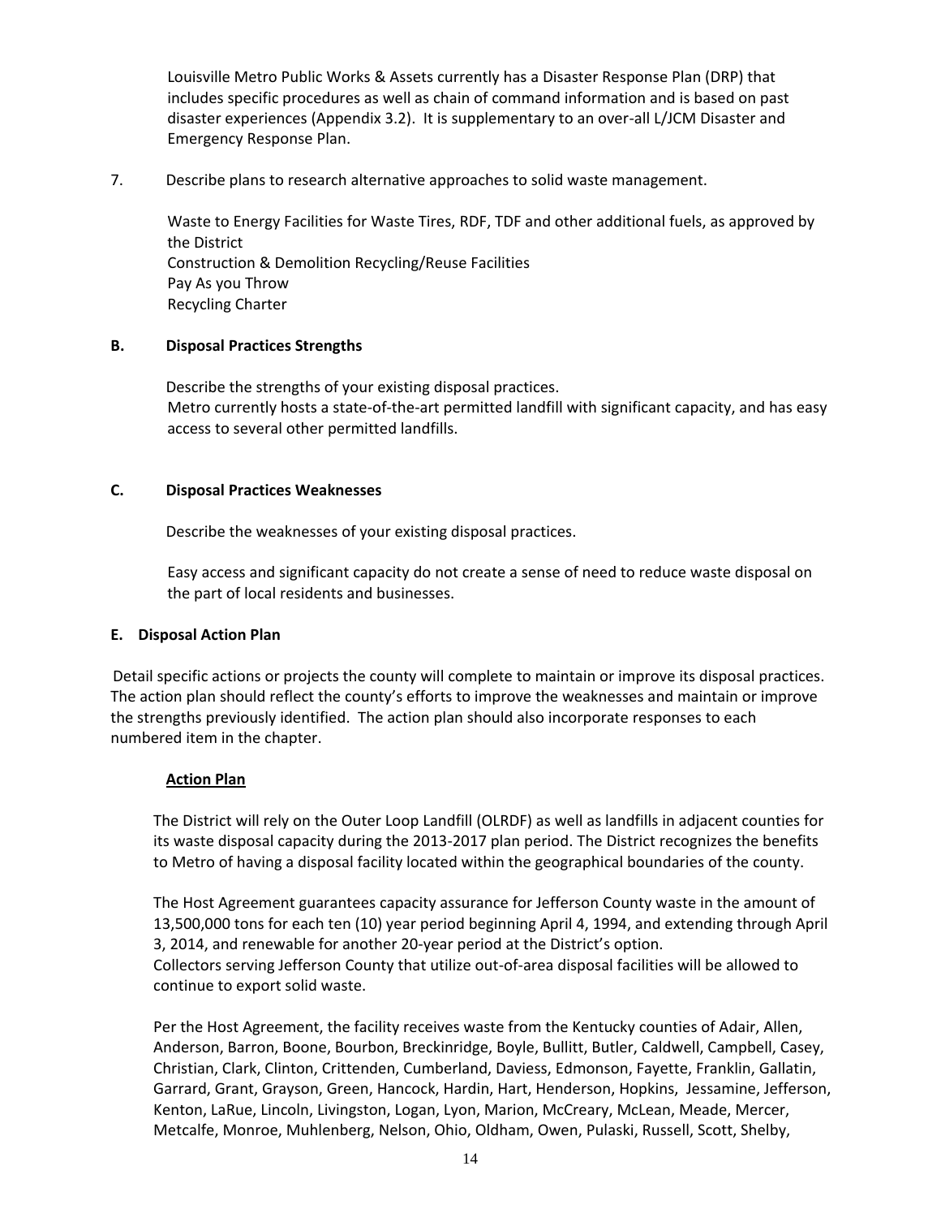Louisville Metro Public Works & Assets currently has a Disaster Response Plan (DRP) that includes specific procedures as well as chain of command information and is based on past disaster experiences (Appendix 3.2). It is supplementary to an over-all L/JCM Disaster and Emergency Response Plan.

7. Describe plans to research alternative approaches to solid waste management.

   Waste to Energy Facilities for Waste Tires, RDF, TDF and other additional fuels, as approved by the District
   Construction & Demolition Recycling/Reuse Facilities
   Pay As you Throw
   Recycling Charter

**B. Disposal Practices Strengths**

Describe the strengths of your existing disposal practices.
Metro currently hosts a state-of-the-art permitted landfill with significant capacity, and has easy access to several other permitted landfills.

**C. Disposal Practices Weaknesses**

Describe the weaknesses of your existing disposal practices.

Easy access and significant capacity do not create a sense of need to reduce waste disposal on the part of local residents and businesses.

**E. Disposal Action Plan**

Detail specific actions or projects the county will complete to maintain or improve its disposal practices. The action plan should reflect the county's efforts to improve the weaknesses and maintain or improve the strengths previously identified. The action plan should also incorporate responses to each numbered item in the chapter.

**Action Plan**

The District will rely on the Outer Loop Landfill (OLRDF) as well as landfills in adjacent counties for its waste disposal capacity during the 2013-2017 plan period. The District recognizes the benefits to Metro of having a disposal facility located within the geographical boundaries of the county.

The Host Agreement guarantees capacity assurance for Jefferson County waste in the amount of 13,500,000 tons for each ten (10) year period beginning April 4, 1994, and extending through April 3, 2014, and renewable for another 20-year period at the District's option.
Collectors serving Jefferson County that utilize out-of-area disposal facilities will be allowed to continue to export solid waste.

Per the Host Agreement, the facility receives waste from the Kentucky counties of Adair, Allen, Anderson, Barron, Boone, Bourbon, Breckinridge, Boyle, Bullitt, Butler, Caldwell, Campbell, Casey, Christian, Clark, Clinton, Crittenden, Cumberland, Daviess, Edmonson, Fayette, Franklin, Gallatin, Garrard, Grant, Grayson, Green, Hancock, Hardin, Hart, Henderson, Hopkins, Jessamine, Jefferson, Kenton, LaRue, Lincoln, Livingston, Logan, Lyon, Marion, McCreary, McLean, Meade, Mercer, Metcalfe, Monroe, Muhlenberg, Nelson, Ohio, Oldham, Owen, Pulaski, Russell, Scott, Shelby,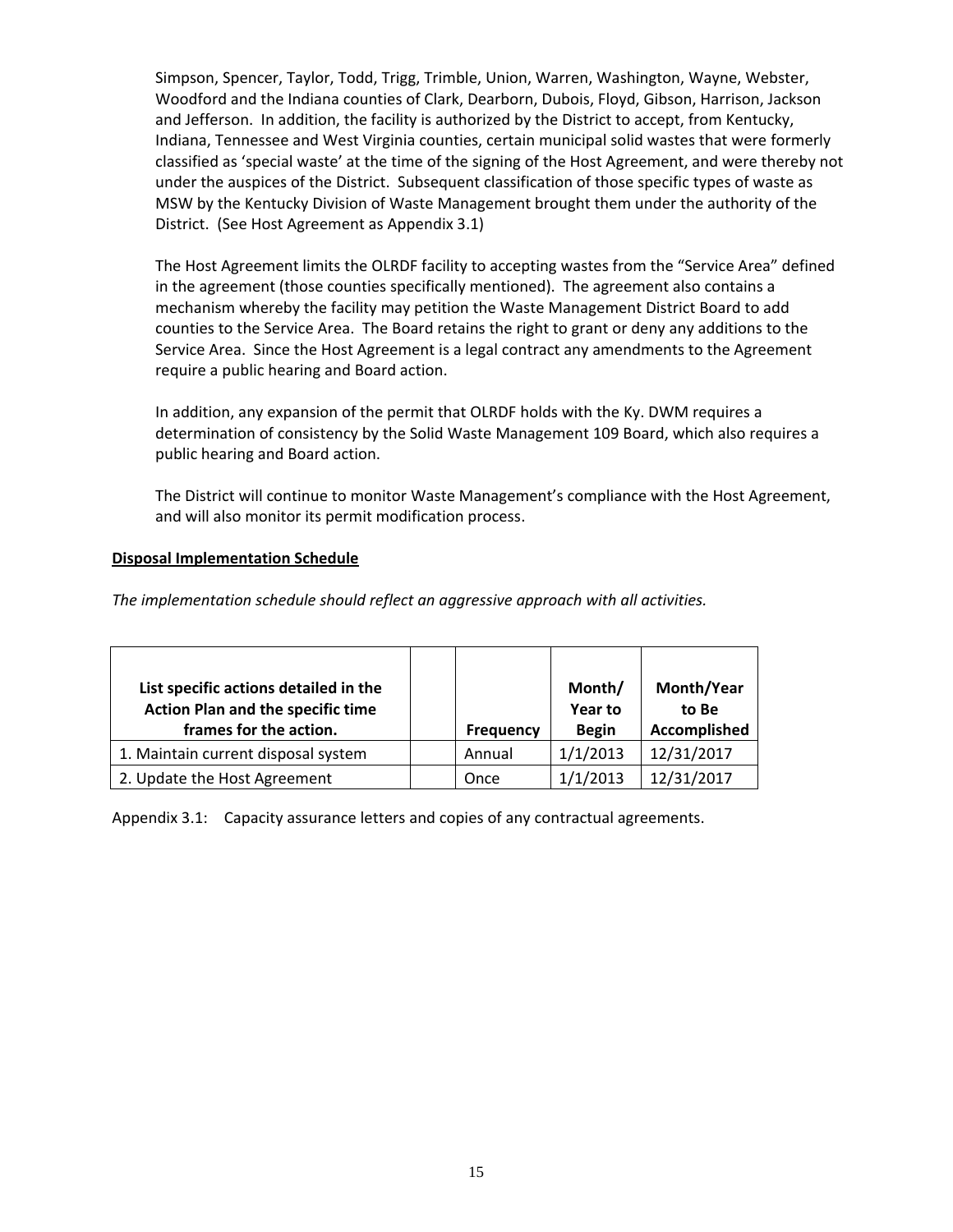Simpson, Spencer, Taylor, Todd, Trigg, Trimble, Union, Warren, Washington, Wayne, Webster, Woodford and the Indiana counties of Clark, Dearborn, Dubois, Floyd, Gibson, Harrison, Jackson and Jefferson. In addition, the facility is authorized by the District to accept, from Kentucky, Indiana, Tennessee and West Virginia counties, certain municipal solid wastes that were formerly classified as 'special waste' at the time of the signing of the Host Agreement, and were thereby not under the auspices of the District. Subsequent classification of those specific types of waste as MSW by the Kentucky Division of Waste Management brought them under the authority of the District. (See Host Agreement as Appendix 3.1)

The Host Agreement limits the OLRDF facility to accepting wastes from the "Service Area" defined in the agreement (those counties specifically mentioned). The agreement also contains a mechanism whereby the facility may petition the Waste Management District Board to add counties to the Service Area. The Board retains the right to grant or deny any additions to the Service Area. Since the Host Agreement is a legal contract any amendments to the Agreement require a public hearing and Board action.

In addition, any expansion of the permit that OLRDF holds with the Ky. DWM requires a determination of consistency by the Solid Waste Management 109 Board, which also requires a public hearing and Board action.

The District will continue to monitor Waste Management's compliance with the Host Agreement, and will also monitor its permit modification process.

**Disposal Implementation Schedule**

*The implementation schedule should reflect an aggressive approach with all activities.*

| List specific actions detailed in the Action Plan and the specific time frames for the action. | | Frequency | Month/ Year to Begin | Month/Year to Be Accomplished |
|---|---|---|---|---|
| 1. Maintain current disposal system | | Annual | 1/1/2013 | 12/31/2017 |
| 2. Update the Host Agreement | | Once | 1/1/2013 | 12/31/2017 |

Appendix 3.1: Capacity assurance letters and copies of any contractual agreements.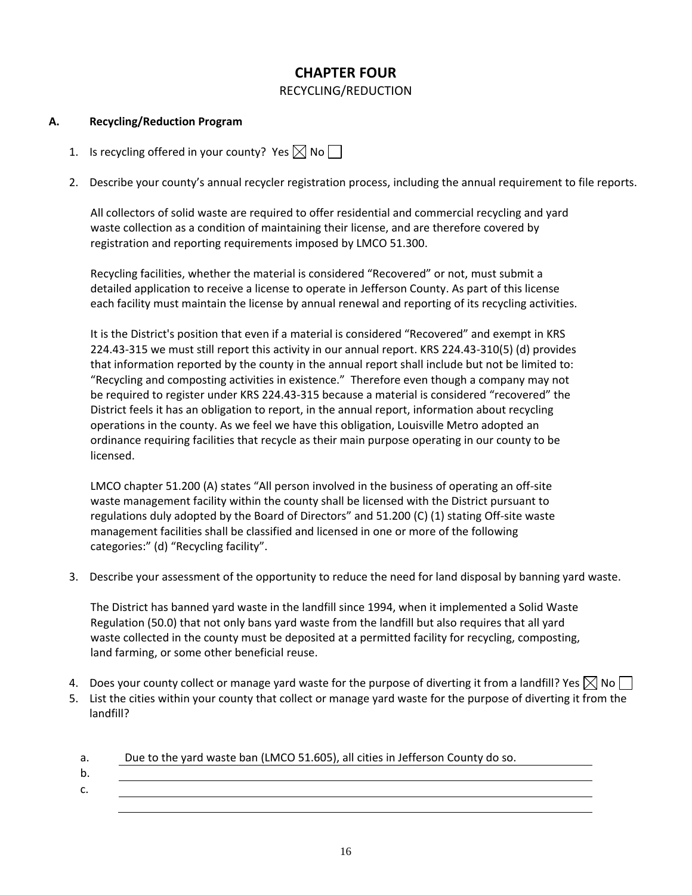# CHAPTER FOUR

RECYCLING/REDUCTION

## A. Recycling/Reduction Program

1. Is recycling offered in your county? Yes ☒ No ☐

2. Describe your county's annual recycler registration process, including the annual requirement to file reports.

   All collectors of solid waste are required to offer residential and commercial recycling and yard waste collection as a condition of maintaining their license, and are therefore covered by registration and reporting requirements imposed by LMCO 51.300.

   Recycling facilities, whether the material is considered "Recovered" or not, must submit a detailed application to receive a license to operate in Jefferson County. As part of this license each facility must maintain the license by annual renewal and reporting of its recycling activities.

   It is the District's position that even if a material is considered "Recovered" and exempt in KRS 224.43-315 we must still report this activity in our annual report. KRS 224.43-310(5) (d) provides that information reported by the county in the annual report shall include but not be limited to: "Recycling and composting activities in existence." Therefore even though a company may not be required to register under KRS 224.43-315 because a material is considered "recovered" the District feels it has an obligation to report, in the annual report, information about recycling operations in the county. As we feel we have this obligation, Louisville Metro adopted an ordinance requiring facilities that recycle as their main purpose operating in our county to be licensed.

   LMCO chapter 51.200 (A) states "All person involved in the business of operating an off-site waste management facility within the county shall be licensed with the District pursuant to regulations duly adopted by the Board of Directors" and 51.200 (C) (1) stating Off-site waste management facilities shall be classified and licensed in one or more of the following categories:" (d) "Recycling facility".

3. Describe your assessment of the opportunity to reduce the need for land disposal by banning yard waste.

   The District has banned yard waste in the landfill since 1994, when it implemented a Solid Waste Regulation (50.0) that not only bans yard waste from the landfill but also requires that all yard waste collected in the county must be deposited at a permitted facility for recycling, composting, land farming, or some other beneficial reuse.

4. Does your county collect or manage yard waste for the purpose of diverting it from a landfill? Yes ☒ No ☐

5. List the cities within your county that collect or manage yard waste for the purpose of diverting it from the landfill?

   a. Due to the yard waste ban (LMCO 51.605), all cities in Jefferson County do so.
   b.
   c.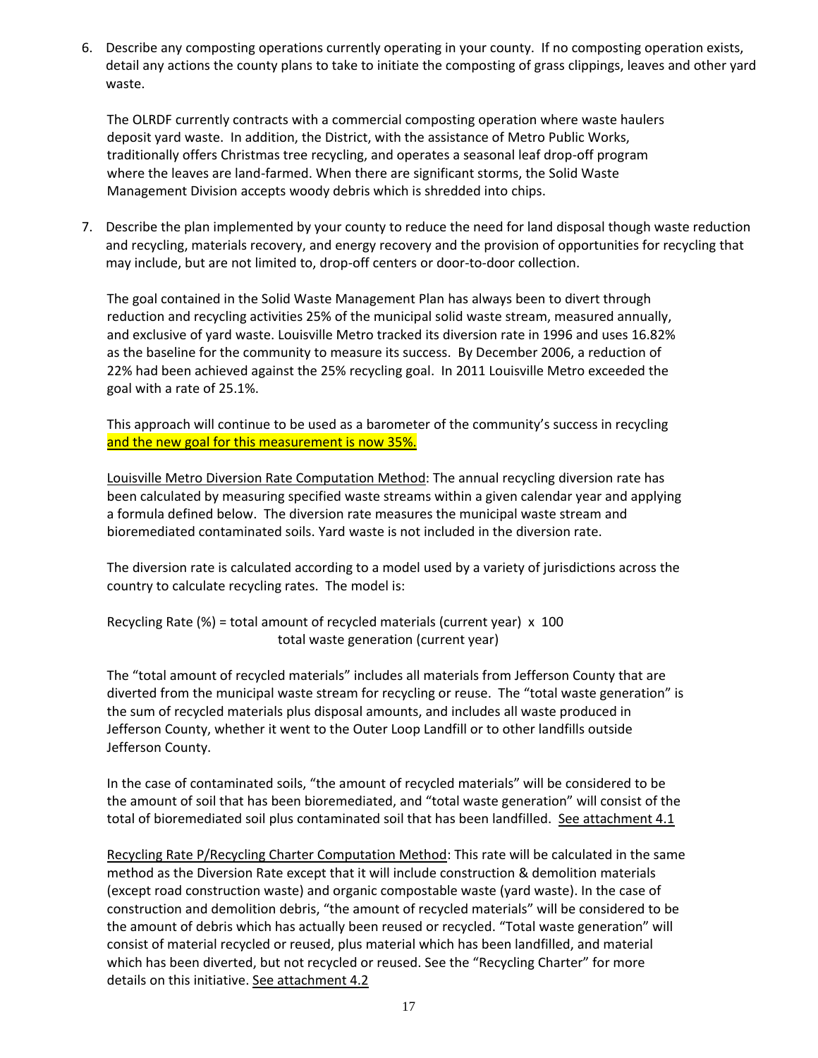6. Describe any composting operations currently operating in your county. If no composting operation exists, detail any actions the county plans to take to initiate the composting of grass clippings, leaves and other yard waste.

   The OLRDF currently contracts with a commercial composting operation where waste haulers deposit yard waste. In addition, the District, with the assistance of Metro Public Works, traditionally offers Christmas tree recycling, and operates a seasonal leaf drop-off program where the leaves are land-farmed. When there are significant storms, the Solid Waste Management Division accepts woody debris which is shredded into chips.

7. Describe the plan implemented by your county to reduce the need for land disposal though waste reduction and recycling, materials recovery, and energy recovery and the provision of opportunities for recycling that may include, but are not limited to, drop-off centers or door-to-door collection.

   The goal contained in the Solid Waste Management Plan has always been to divert through reduction and recycling activities 25% of the municipal solid waste stream, measured annually, and exclusive of yard waste. Louisville Metro tracked its diversion rate in 1996 and uses 16.82% as the baseline for the community to measure its success. By December 2006, a reduction of 22% had been achieved against the 25% recycling goal. In 2011 Louisville Metro exceeded the goal with a rate of 25.1%.

   This approach will continue to be used as a barometer of the community's success in recycling and the new goal for this measurement is now 35%.

   Louisville Metro Diversion Rate Computation Method: The annual recycling diversion rate has been calculated by measuring specified waste streams within a given calendar year and applying a formula defined below. The diversion rate measures the municipal waste stream and bioremediated contaminated soils. Yard waste is not included in the diversion rate.

   The diversion rate is calculated according to a model used by a variety of jurisdictions across the country to calculate recycling rates. The model is:

   $$\text{Recycling Rate (\%)} = \frac{\text{total amount of recycled materials (current year)}}{\text{total waste generation (current year)}} \times 100$$

   The "total amount of recycled materials" includes all materials from Jefferson County that are diverted from the municipal waste stream for recycling or reuse. The "total waste generation" is the sum of recycled materials plus disposal amounts, and includes all waste produced in Jefferson County, whether it went to the Outer Loop Landfill or to other landfills outside Jefferson County.

   In the case of contaminated soils, "the amount of recycled materials" will be considered to be the amount of soil that has been bioremediated, and "total waste generation" will consist of the total of bioremediated soil plus contaminated soil that has been landfilled. See attachment 4.1

   Recycling Rate P/Recycling Charter Computation Method: This rate will be calculated in the same method as the Diversion Rate except that it will include construction & demolition materials (except road construction waste) and organic compostable waste (yard waste). In the case of construction and demolition debris, "the amount of recycled materials" will be considered to be the amount of debris which has actually been reused or recycled. "Total waste generation" will consist of material recycled or reused, plus material which has been landfilled, and material which has been diverted, but not recycled or reused. See the "Recycling Charter" for more details on this initiative. See attachment 4.2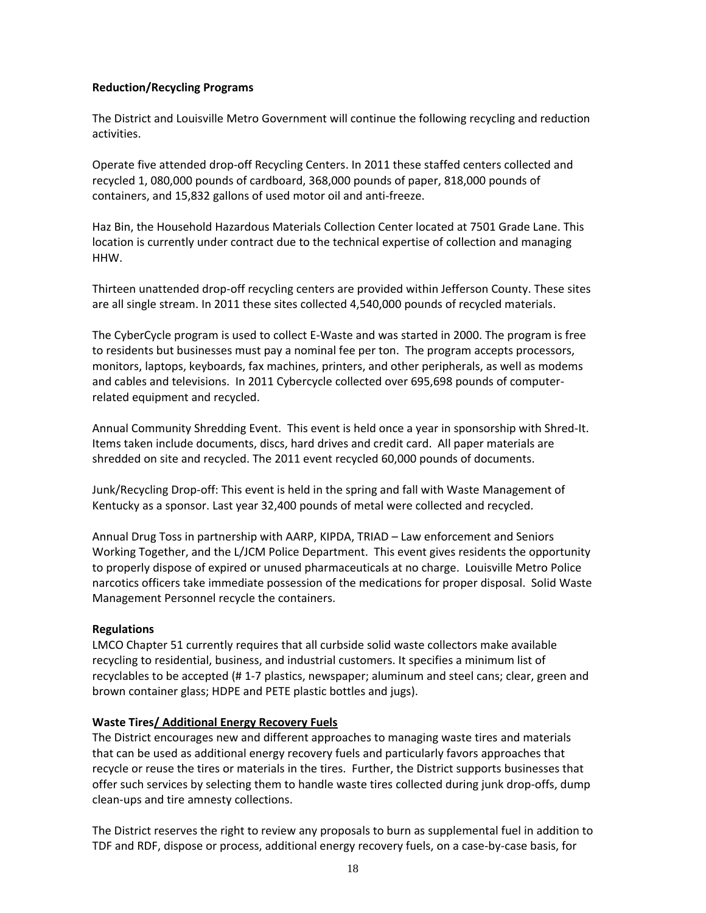**Reduction/Recycling Programs**

The District and Louisville Metro Government will continue the following recycling and reduction activities.

Operate five attended drop-off Recycling Centers. In 2011 these staffed centers collected and recycled 1, 080,000 pounds of cardboard, 368,000 pounds of paper, 818,000 pounds of containers, and 15,832 gallons of used motor oil and anti-freeze.

Haz Bin, the Household Hazardous Materials Collection Center located at 7501 Grade Lane. This location is currently under contract due to the technical expertise of collection and managing HHW.

Thirteen unattended drop-off recycling centers are provided within Jefferson County. These sites are all single stream. In 2011 these sites collected 4,540,000 pounds of recycled materials.

The CyberCycle program is used to collect E-Waste and was started in 2000. The program is free to residents but businesses must pay a nominal fee per ton. The program accepts processors, monitors, laptops, keyboards, fax machines, printers, and other peripherals, as well as modems and cables and televisions. In 2011 Cybercycle collected over 695,698 pounds of computer-related equipment and recycled.

Annual Community Shredding Event. This event is held once a year in sponsorship with Shred-It. Items taken include documents, discs, hard drives and credit card. All paper materials are shredded on site and recycled. The 2011 event recycled 60,000 pounds of documents.

Junk/Recycling Drop-off: This event is held in the spring and fall with Waste Management of Kentucky as a sponsor. Last year 32,400 pounds of metal were collected and recycled.

Annual Drug Toss in partnership with AARP, KIPDA, TRIAD – Law enforcement and Seniors Working Together, and the L/JCM Police Department. This event gives residents the opportunity to properly dispose of expired or unused pharmaceuticals at no charge. Louisville Metro Police narcotics officers take immediate possession of the medications for proper disposal. Solid Waste Management Personnel recycle the containers.

**Regulations**

LMCO Chapter 51 currently requires that all curbside solid waste collectors make available recycling to residential, business, and industrial customers. It specifies a minimum list of recyclables to be accepted (# 1-7 plastics, newspaper; aluminum and steel cans; clear, green and brown container glass; HDPE and PETE plastic bottles and jugs).

**Waste Tires/ Additional Energy Recovery Fuels**

The District encourages new and different approaches to managing waste tires and materials that can be used as additional energy recovery fuels and particularly favors approaches that recycle or reuse the tires or materials in the tires. Further, the District supports businesses that offer such services by selecting them to handle waste tires collected during junk drop-offs, dump clean-ups and tire amnesty collections.

The District reserves the right to review any proposals to burn as supplemental fuel in addition to TDF and RDF, dispose or process, additional energy recovery fuels, on a case-by-case basis, for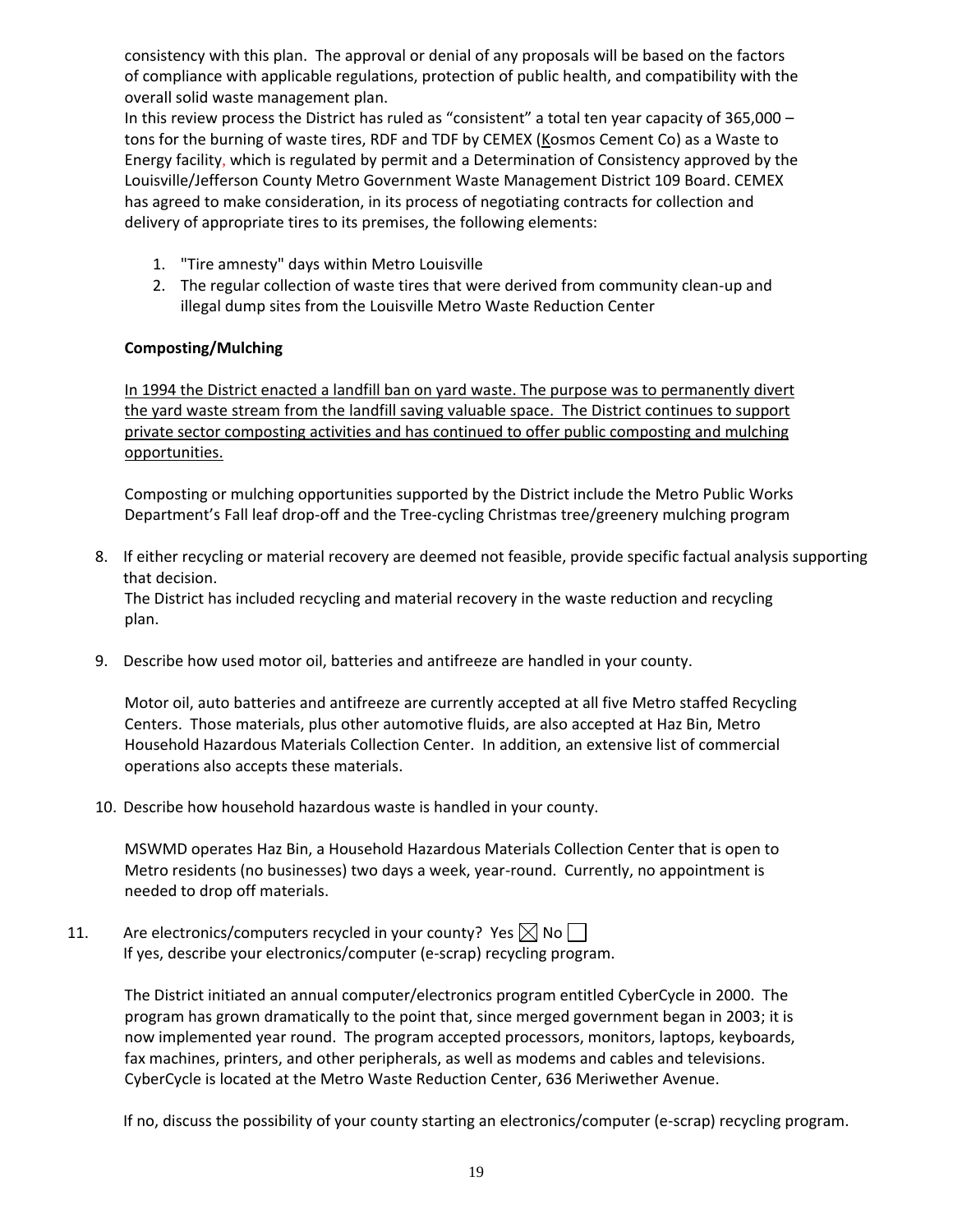consistency with this plan. The approval or denial of any proposals will be based on the factors of compliance with applicable regulations, protection of public health, and compatibility with the overall solid waste management plan.

In this review process the District has ruled as "consistent" a total ten year capacity of 365,000 – tons for the burning of waste tires, RDF and TDF by CEMEX (Kosmos Cement Co) as a Waste to Energy facility, which is regulated by permit and a Determination of Consistency approved by the Louisville/Jefferson County Metro Government Waste Management District 109 Board. CEMEX has agreed to make consideration, in its process of negotiating contracts for collection and delivery of appropriate tires to its premises, the following elements:

1. "Tire amnesty" days within Metro Louisville
2. The regular collection of waste tires that were derived from community clean-up and illegal dump sites from the Louisville Metro Waste Reduction Center

**Composting/Mulching**

In 1994 the District enacted a landfill ban on yard waste. The purpose was to permanently divert the yard waste stream from the landfill saving valuable space. The District continues to support private sector composting activities and has continued to offer public composting and mulching opportunities.

Composting or mulching opportunities supported by the District include the Metro Public Works Department's Fall leaf drop-off and the Tree-cycling Christmas tree/greenery mulching program

8. If either recycling or material recovery are deemed not feasible, provide specific factual analysis supporting that decision.

   The District has included recycling and material recovery in the waste reduction and recycling plan.

9. Describe how used motor oil, batteries and antifreeze are handled in your county.

   Motor oil, auto batteries and antifreeze are currently accepted at all five Metro staffed Recycling Centers. Those materials, plus other automotive fluids, are also accepted at Haz Bin, Metro Household Hazardous Materials Collection Center. In addition, an extensive list of commercial operations also accepts these materials.

10. Describe how household hazardous waste is handled in your county.

    MSWMD operates Haz Bin, a Household Hazardous Materials Collection Center that is open to Metro residents (no businesses) two days a week, year-round. Currently, no appointment is needed to drop off materials.

11. Are electronics/computers recycled in your county? Yes ☒ No ☐

    If yes, describe your electronics/computer (e-scrap) recycling program.

    The District initiated an annual computer/electronics program entitled CyberCycle in 2000. The program has grown dramatically to the point that, since merged government began in 2003; it is now implemented year round. The program accepted processors, monitors, laptops, keyboards, fax machines, printers, and other peripherals, as well as modems and cables and televisions. CyberCycle is located at the Metro Waste Reduction Center, 636 Meriwether Avenue.

    If no, discuss the possibility of your county starting an electronics/computer (e-scrap) recycling program.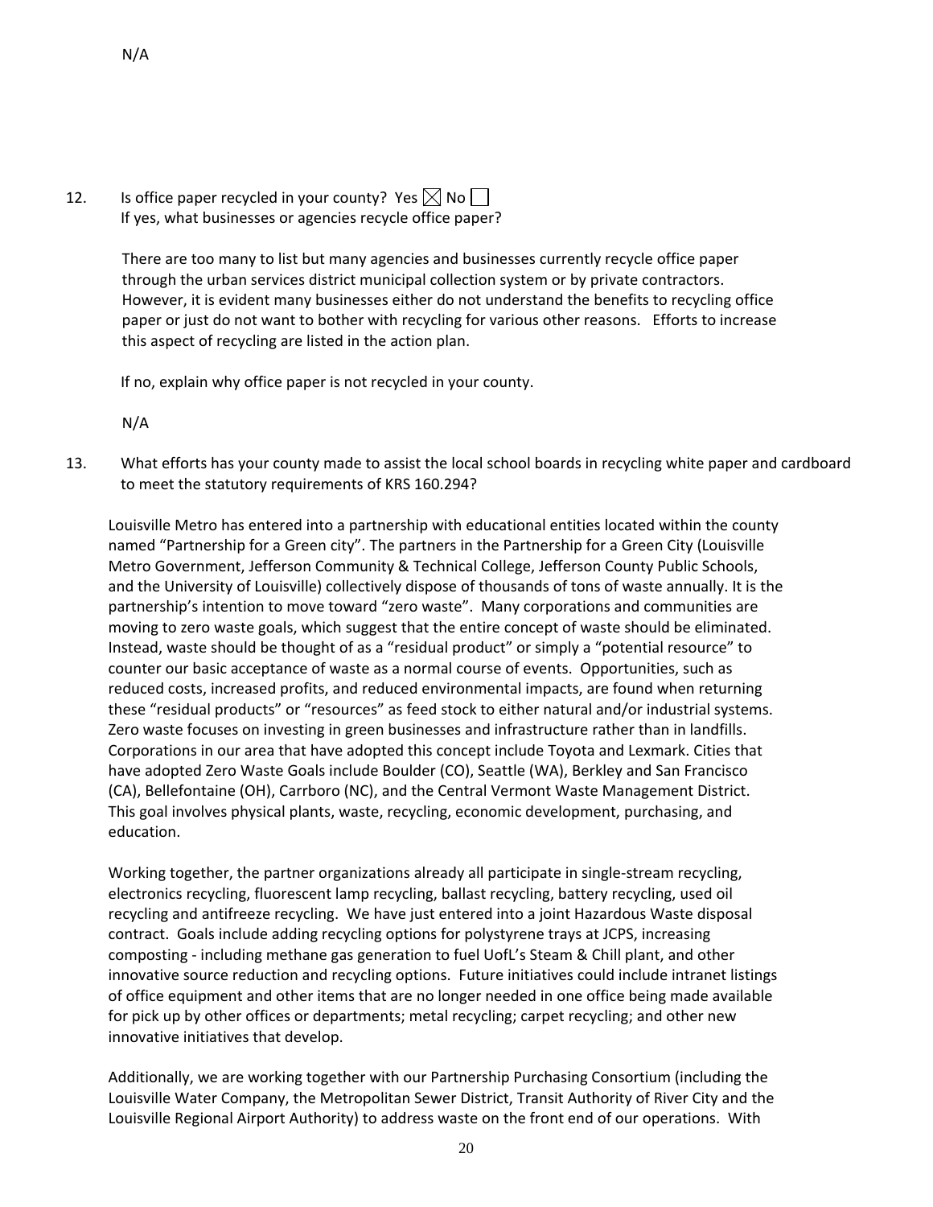N/A

12. Is office paper recycled in your county? Yes ☒ No ☐
    If yes, what businesses or agencies recycle office paper?

    There are too many to list but many agencies and businesses currently recycle office paper through the urban services district municipal collection system or by private contractors. However, it is evident many businesses either do not understand the benefits to recycling office paper or just do not want to bother with recycling for various other reasons. Efforts to increase this aspect of recycling are listed in the action plan.

    If no, explain why office paper is not recycled in your county.

    N/A

13. What efforts has your county made to assist the local school boards in recycling white paper and cardboard to meet the statutory requirements of KRS 160.294?

Louisville Metro has entered into a partnership with educational entities located within the county named "Partnership for a Green city". The partners in the Partnership for a Green City (Louisville Metro Government, Jefferson Community & Technical College, Jefferson County Public Schools, and the University of Louisville) collectively dispose of thousands of tons of waste annually. It is the partnership's intention to move toward "zero waste". Many corporations and communities are moving to zero waste goals, which suggest that the entire concept of waste should be eliminated. Instead, waste should be thought of as a "residual product" or simply a "potential resource" to counter our basic acceptance of waste as a normal course of events. Opportunities, such as reduced costs, increased profits, and reduced environmental impacts, are found when returning these "residual products" or "resources" as feed stock to either natural and/or industrial systems. Zero waste focuses on investing in green businesses and infrastructure rather than in landfills. Corporations in our area that have adopted this concept include Toyota and Lexmark. Cities that have adopted Zero Waste Goals include Boulder (CO), Seattle (WA), Berkley and San Francisco (CA), Bellefontaine (OH), Carrboro (NC), and the Central Vermont Waste Management District. This goal involves physical plants, waste, recycling, economic development, purchasing, and education.

Working together, the partner organizations already all participate in single-stream recycling, electronics recycling, fluorescent lamp recycling, ballast recycling, battery recycling, used oil recycling and antifreeze recycling. We have just entered into a joint Hazardous Waste disposal contract. Goals include adding recycling options for polystyrene trays at JCPS, increasing composting - including methane gas generation to fuel UofL's Steam & Chill plant, and other innovative source reduction and recycling options. Future initiatives could include intranet listings of office equipment and other items that are no longer needed in one office being made available for pick up by other offices or departments; metal recycling; carpet recycling; and other new innovative initiatives that develop.

Additionally, we are working together with our Partnership Purchasing Consortium (including the Louisville Water Company, the Metropolitan Sewer District, Transit Authority of River City and the Louisville Regional Airport Authority) to address waste on the front end of our operations. With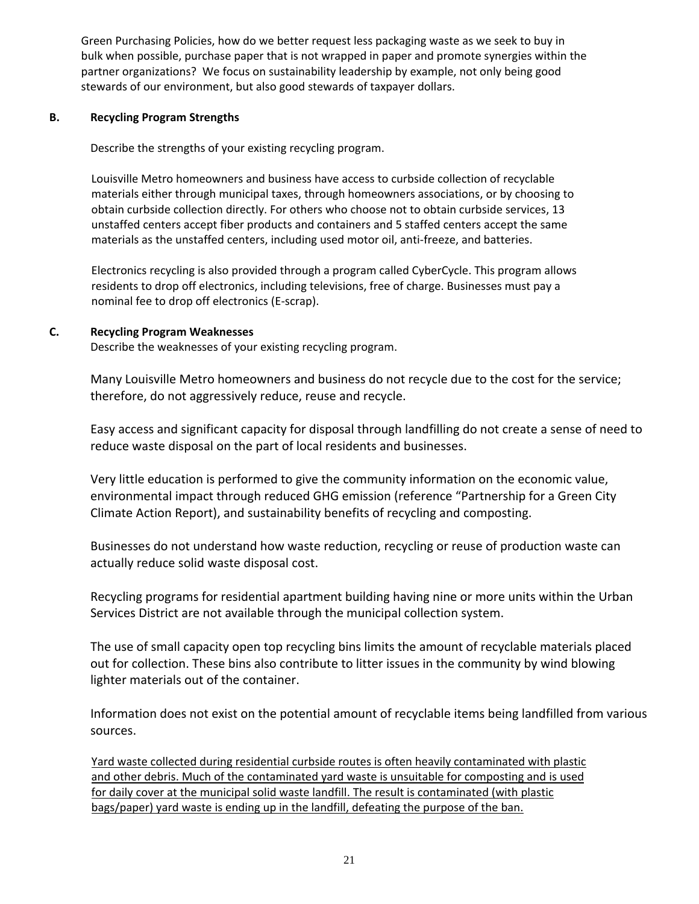Green Purchasing Policies, how do we better request less packaging waste as we seek to buy in bulk when possible, purchase paper that is not wrapped in paper and promote synergies within the partner organizations? We focus on sustainability leadership by example, not only being good stewards of our environment, but also good stewards of taxpayer dollars.

**B. Recycling Program Strengths**

Describe the strengths of your existing recycling program.

Louisville Metro homeowners and business have access to curbside collection of recyclable materials either through municipal taxes, through homeowners associations, or by choosing to obtain curbside collection directly. For others who choose not to obtain curbside services, 13 unstaffed centers accept fiber products and containers and 5 staffed centers accept the same materials as the unstaffed centers, including used motor oil, anti-freeze, and batteries.

Electronics recycling is also provided through a program called CyberCycle. This program allows residents to drop off electronics, including televisions, free of charge. Businesses must pay a nominal fee to drop off electronics (E-scrap).

**C. Recycling Program Weaknesses**

Describe the weaknesses of your existing recycling program.

Many Louisville Metro homeowners and business do not recycle due to the cost for the service; therefore, do not aggressively reduce, reuse and recycle.

Easy access and significant capacity for disposal through landfilling do not create a sense of need to reduce waste disposal on the part of local residents and businesses.

Very little education is performed to give the community information on the economic value, environmental impact through reduced GHG emission (reference "Partnership for a Green City Climate Action Report), and sustainability benefits of recycling and composting.

Businesses do not understand how waste reduction, recycling or reuse of production waste can actually reduce solid waste disposal cost.

Recycling programs for residential apartment building having nine or more units within the Urban Services District are not available through the municipal collection system.

The use of small capacity open top recycling bins limits the amount of recyclable materials placed out for collection. These bins also contribute to litter issues in the community by wind blowing lighter materials out of the container.

Information does not exist on the potential amount of recyclable items being landfilled from various sources.

<u>Yard waste collected during residential curbside routes is often heavily contaminated with plastic and other debris. Much of the contaminated yard waste is unsuitable for composting and is used for daily cover at the municipal solid waste landfill. The result is contaminated (with plastic bags/paper) yard waste is ending up in the landfill, defeating the purpose of the ban.</u>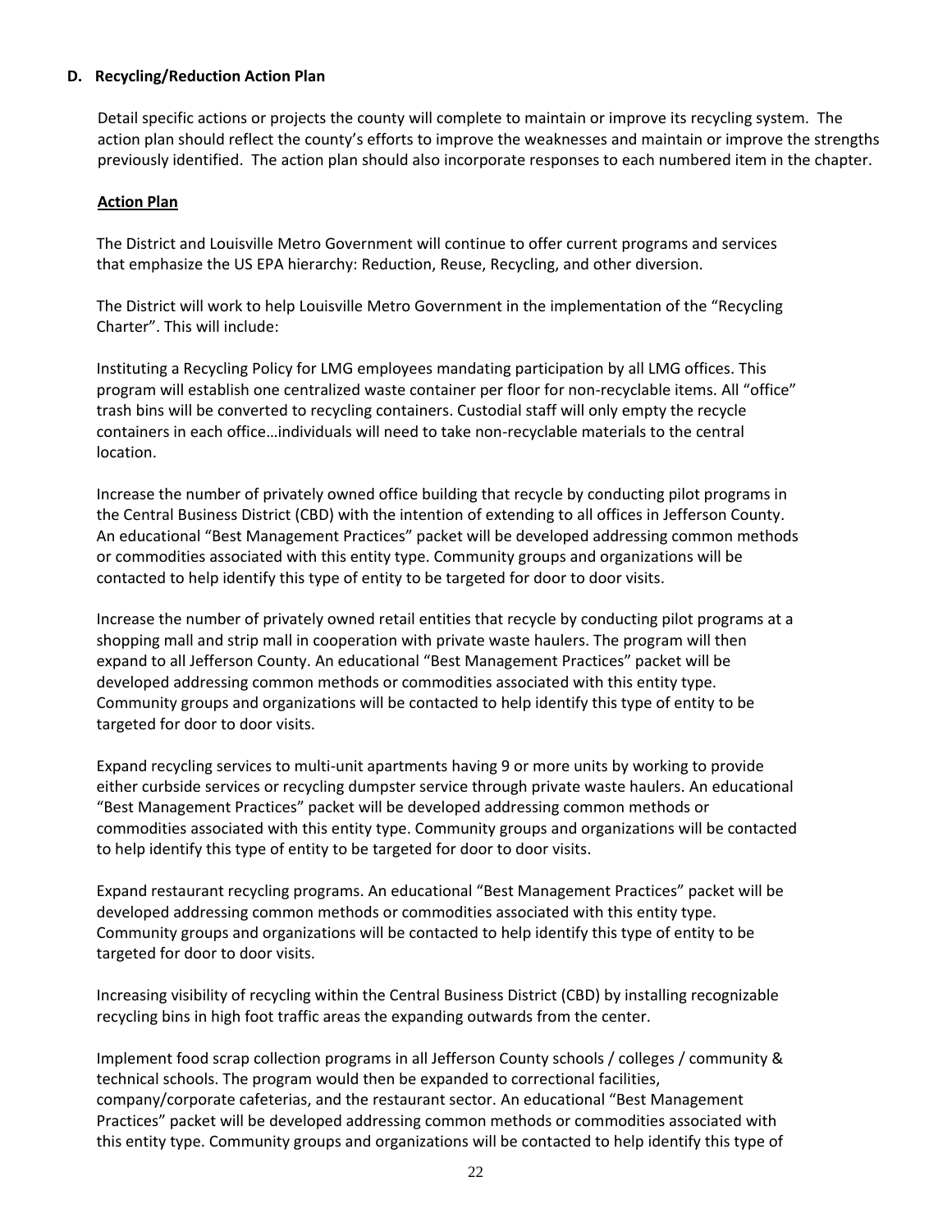### D. Recycling/Reduction Action Plan

Detail specific actions or projects the county will complete to maintain or improve its recycling system. The action plan should reflect the county's efforts to improve the weaknesses and maintain or improve the strengths previously identified. The action plan should also incorporate responses to each numbered item in the chapter.

**Action Plan**

The District and Louisville Metro Government will continue to offer current programs and services that emphasize the US EPA hierarchy: Reduction, Reuse, Recycling, and other diversion.

The District will work to help Louisville Metro Government in the implementation of the "Recycling Charter". This will include:

Instituting a Recycling Policy for LMG employees mandating participation by all LMG offices. This program will establish one centralized waste container per floor for non-recyclable items. All "office" trash bins will be converted to recycling containers. Custodial staff will only empty the recycle containers in each office…individuals will need to take non-recyclable materials to the central location.

Increase the number of privately owned office building that recycle by conducting pilot programs in the Central Business District (CBD) with the intention of extending to all offices in Jefferson County. An educational "Best Management Practices" packet will be developed addressing common methods or commodities associated with this entity type. Community groups and organizations will be contacted to help identify this type of entity to be targeted for door to door visits.

Increase the number of privately owned retail entities that recycle by conducting pilot programs at a shopping mall and strip mall in cooperation with private waste haulers. The program will then expand to all Jefferson County. An educational "Best Management Practices" packet will be developed addressing common methods or commodities associated with this entity type. Community groups and organizations will be contacted to help identify this type of entity to be targeted for door to door visits.

Expand recycling services to multi-unit apartments having 9 or more units by working to provide either curbside services or recycling dumpster service through private waste haulers. An educational "Best Management Practices" packet will be developed addressing common methods or commodities associated with this entity type. Community groups and organizations will be contacted to help identify this type of entity to be targeted for door to door visits.

Expand restaurant recycling programs. An educational "Best Management Practices" packet will be developed addressing common methods or commodities associated with this entity type. Community groups and organizations will be contacted to help identify this type of entity to be targeted for door to door visits.

Increasing visibility of recycling within the Central Business District (CBD) by installing recognizable recycling bins in high foot traffic areas the expanding outwards from the center.

Implement food scrap collection programs in all Jefferson County schools / colleges / community & technical schools. The program would then be expanded to correctional facilities, company/corporate cafeterias, and the restaurant sector. An educational "Best Management Practices" packet will be developed addressing common methods or commodities associated with this entity type. Community groups and organizations will be contacted to help identify this type of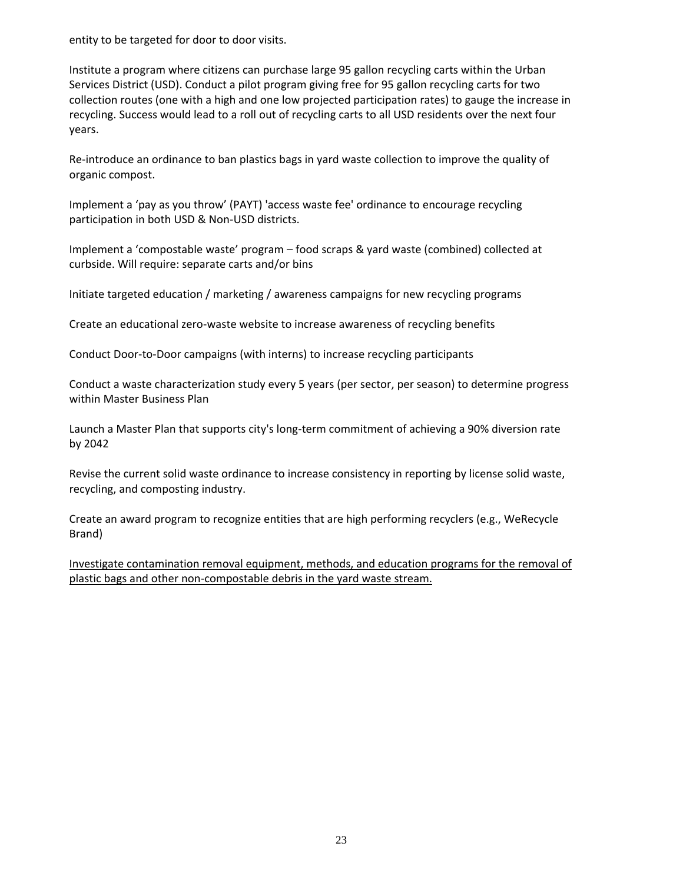entity to be targeted for door to door visits.

Institute a program where citizens can purchase large 95 gallon recycling carts within the Urban Services District (USD). Conduct a pilot program giving free for 95 gallon recycling carts for two collection routes (one with a high and one low projected participation rates) to gauge the increase in recycling. Success would lead to a roll out of recycling carts to all USD residents over the next four years.

Re-introduce an ordinance to ban plastics bags in yard waste collection to improve the quality of organic compost.

Implement a 'pay as you throw' (PAYT) 'access waste fee' ordinance to encourage recycling participation in both USD & Non-USD districts.

Implement a 'compostable waste' program – food scraps & yard waste (combined) collected at curbside. Will require: separate carts and/or bins

Initiate targeted education / marketing / awareness campaigns for new recycling programs

Create an educational zero-waste website to increase awareness of recycling benefits

Conduct Door-to-Door campaigns (with interns) to increase recycling participants

Conduct a waste characterization study every 5 years (per sector, per season) to determine progress within Master Business Plan

Launch a Master Plan that supports city's long-term commitment of achieving a 90% diversion rate by 2042

Revise the current solid waste ordinance to increase consistency in reporting by license solid waste, recycling, and composting industry.

Create an award program to recognize entities that are high performing recyclers (e.g., WeRecycle Brand)

<u>Investigate contamination removal equipment, methods, and education programs for the removal of plastic bags and other non-compostable debris in the yard waste stream.</u>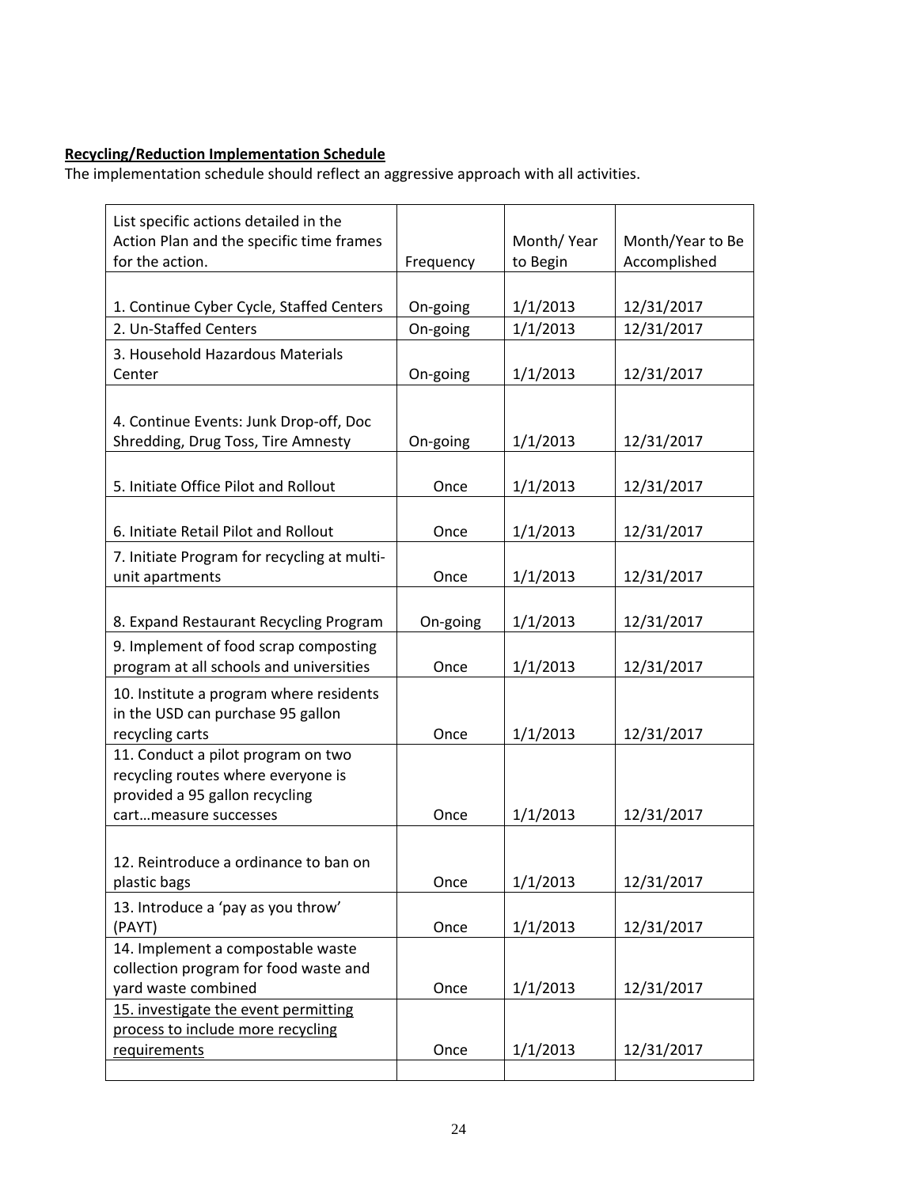**Recycling/Reduction Implementation Schedule**

The implementation schedule should reflect an aggressive approach with all activities.

| List specific actions detailed in the Action Plan and the specific time frames for the action. | Frequency | Month/ Year to Begin | Month/Year to Be Accomplished |
|---|---|---|---|
| 1. Continue Cyber Cycle, Staffed Centers | On-going | 1/1/2013 | 12/31/2017 |
| 2. Un-Staffed Centers | On-going | 1/1/2013 | 12/31/2017 |
| 3. Household Hazardous Materials Center | On-going | 1/1/2013 | 12/31/2017 |
| 4. Continue Events: Junk Drop-off, Doc Shredding, Drug Toss, Tire Amnesty | On-going | 1/1/2013 | 12/31/2017 |
| 5. Initiate Office Pilot and Rollout | Once | 1/1/2013 | 12/31/2017 |
| 6. Initiate Retail Pilot and Rollout | Once | 1/1/2013 | 12/31/2017 |
| 7. Initiate Program for recycling at multi-unit apartments | Once | 1/1/2013 | 12/31/2017 |
| 8. Expand Restaurant Recycling Program | On-going | 1/1/2013 | 12/31/2017 |
| 9. Implement of food scrap composting program at all schools and universities | Once | 1/1/2013 | 12/31/2017 |
| 10. Institute a program where residents in the USD can purchase 95 gallon recycling carts | Once | 1/1/2013 | 12/31/2017 |
| 11. Conduct a pilot program on two recycling routes where everyone is provided a 95 gallon recycling cart…measure successes | Once | 1/1/2013 | 12/31/2017 |
| 12. Reintroduce a ordinance to ban on plastic bags | Once | 1/1/2013 | 12/31/2017 |
| 13. Introduce a 'pay as you throw' (PAYT) | Once | 1/1/2013 | 12/31/2017 |
| 14. Implement a compostable waste collection program for food waste and yard waste combined | Once | 1/1/2013 | 12/31/2017 |
| 15. investigate the event permitting process to include more recycling requirements | Once | 1/1/2013 | 12/31/2017 |
| | | | |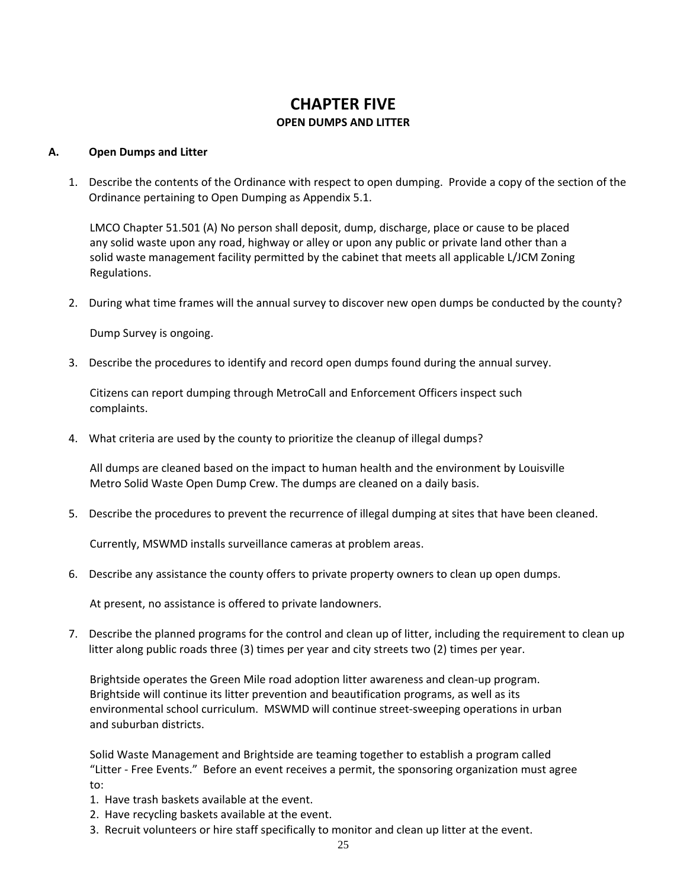# CHAPTER FIVE

## OPEN DUMPS AND LITTER

### A. Open Dumps and Litter

1. Describe the contents of the Ordinance with respect to open dumping. Provide a copy of the section of the Ordinance pertaining to Open Dumping as Appendix 5.1.

   LMCO Chapter 51.501 (A) No person shall deposit, dump, discharge, place or cause to be placed any solid waste upon any road, highway or alley or upon any public or private land other than a solid waste management facility permitted by the cabinet that meets all applicable L/JCM Zoning Regulations.

2. During what time frames will the annual survey to discover new open dumps be conducted by the county?

   Dump Survey is ongoing.

3. Describe the procedures to identify and record open dumps found during the annual survey.

   Citizens can report dumping through MetroCall and Enforcement Officers inspect such complaints.

4. What criteria are used by the county to prioritize the cleanup of illegal dumps?

   All dumps are cleaned based on the impact to human health and the environment by Louisville Metro Solid Waste Open Dump Crew. The dumps are cleaned on a daily basis.

5. Describe the procedures to prevent the recurrence of illegal dumping at sites that have been cleaned.

   Currently, MSWMD installs surveillance cameras at problem areas.

6. Describe any assistance the county offers to private property owners to clean up open dumps.

   At present, no assistance is offered to private landowners.

7. Describe the planned programs for the control and clean up of litter, including the requirement to clean up litter along public roads three (3) times per year and city streets two (2) times per year.

   Brightside operates the Green Mile road adoption litter awareness and clean-up program. Brightside will continue its litter prevention and beautification programs, as well as its environmental school curriculum. MSWMD will continue street-sweeping operations in urban and suburban districts.

   Solid Waste Management and Brightside are teaming together to establish a program called "Litter - Free Events." Before an event receives a permit, the sponsoring organization must agree to:

   1. Have trash baskets available at the event.
   2. Have recycling baskets available at the event.
   3. Recruit volunteers or hire staff specifically to monitor and clean up litter at the event.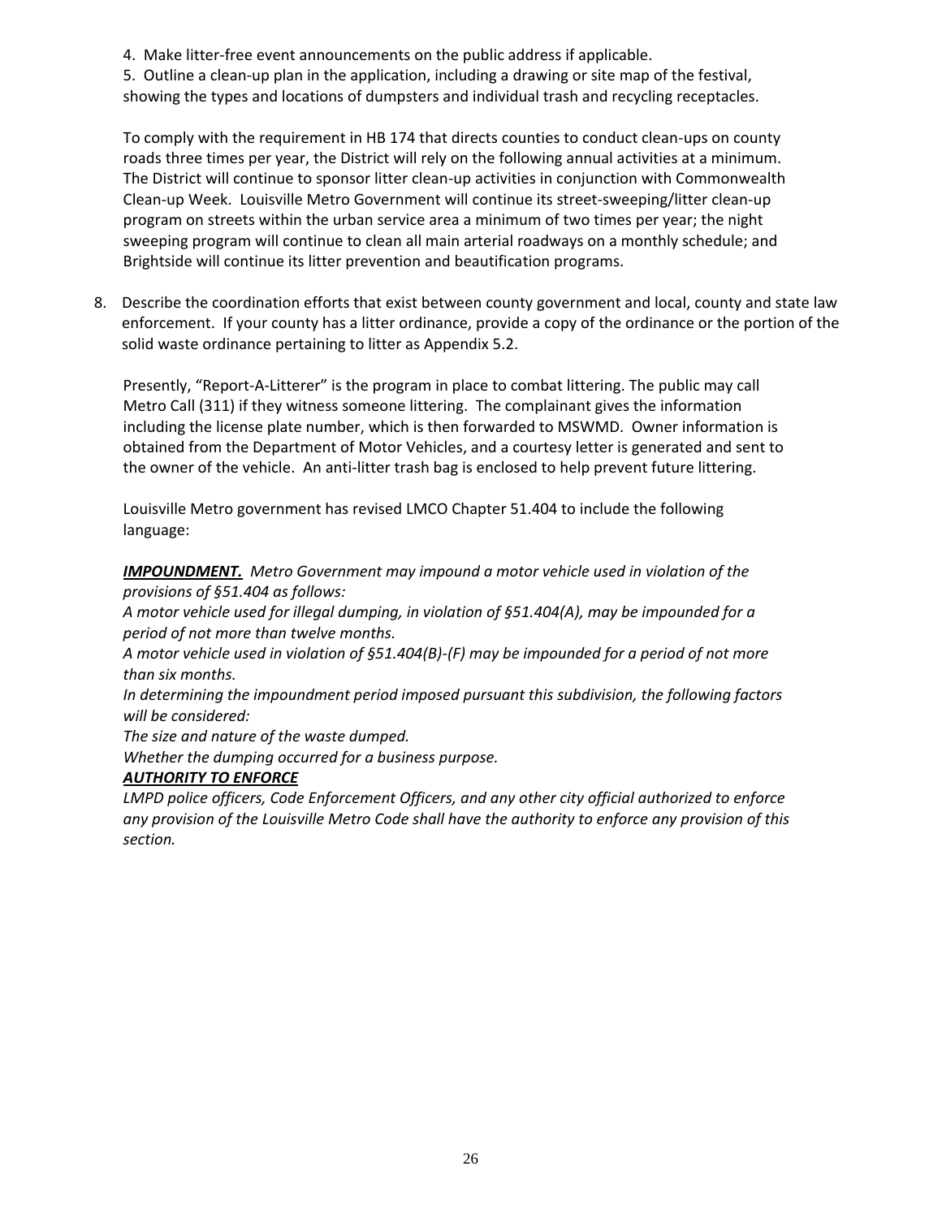4. Make litter-free event announcements on the public address if applicable.
5. Outline a clean-up plan in the application, including a drawing or site map of the festival, showing the types and locations of dumpsters and individual trash and recycling receptacles.

To comply with the requirement in HB 174 that directs counties to conduct clean-ups on county roads three times per year, the District will rely on the following annual activities at a minimum. The District will continue to sponsor litter clean-up activities in conjunction with Commonwealth Clean-up Week. Louisville Metro Government will continue its street-sweeping/litter clean-up program on streets within the urban service area a minimum of two times per year; the night sweeping program will continue to clean all main arterial roadways on a monthly schedule; and Brightside will continue its litter prevention and beautification programs.

8. Describe the coordination efforts that exist between county government and local, county and state law enforcement. If your county has a litter ordinance, provide a copy of the ordinance or the portion of the solid waste ordinance pertaining to litter as Appendix 5.2.

Presently, "Report-A-Litterer" is the program in place to combat littering. The public may call Metro Call (311) if they witness someone littering. The complainant gives the information including the license plate number, which is then forwarded to MSWMD. Owner information is obtained from the Department of Motor Vehicles, and a courtesy letter is generated and sent to the owner of the vehicle. An anti-litter trash bag is enclosed to help prevent future littering.

Louisville Metro government has revised LMCO Chapter 51.404 to include the following language:

***IMPOUNDMENT.*** *Metro Government may impound a motor vehicle used in violation of the provisions of §51.404 as follows:*
*A motor vehicle used for illegal dumping, in violation of §51.404(A), may be impounded for a period of not more than twelve months.*
*A motor vehicle used in violation of §51.404(B)-(F) may be impounded for a period of not more than six months.*
*In determining the impoundment period imposed pursuant this subdivision, the following factors will be considered:*
*The size and nature of the waste dumped.*
*Whether the dumping occurred for a business purpose.*
***AUTHORITY TO ENFORCE***
*LMPD police officers, Code Enforcement Officers, and any other city official authorized to enforce any provision of the Louisville Metro Code shall have the authority to enforce any provision of this section.*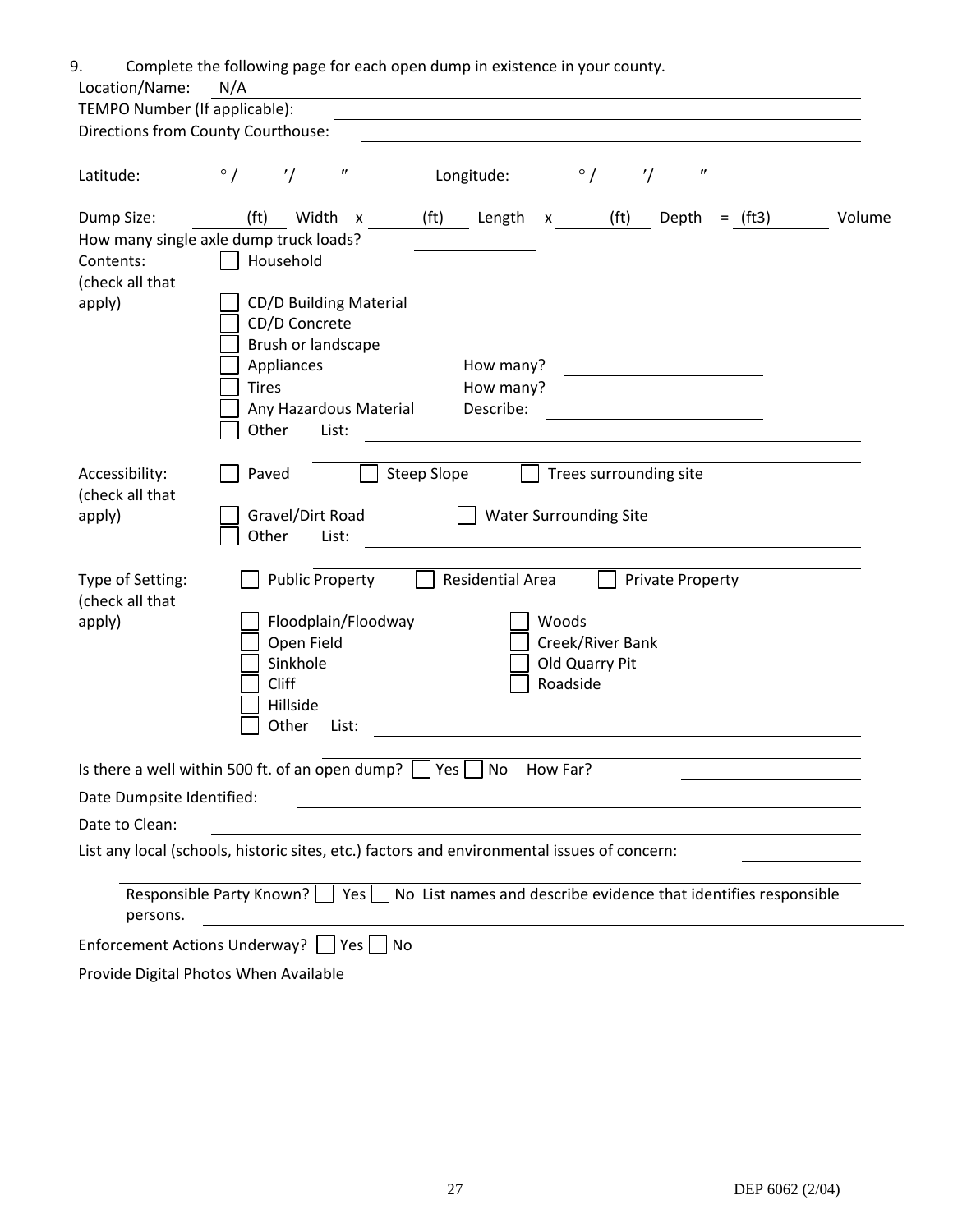9. Complete the following page for each open dump in existence in your county.

Location/Name: N/A

TEMPO Number (If applicable): ______________________

Directions from County Courthouse: ______________________

______________________

Latitude: ____ ° / ____ ′/ ____ ″ Longitude: ____ ° / ____ ′/ ____ ″

Dump Size: ____ (ft) Width x ____ (ft) Length x ____ (ft) Depth = (ft3) ____ Volume

How many single axle dump truck loads? ____________

Contents: (check all that apply)

- ☐ Household
- ☐ CD/D Building Material
- ☐ CD/D Concrete
- ☐ Brush or landscape
- ☐ Appliances How many? ____________
- ☐ Tires How many? ____________
- ☐ Any Hazardous Material Describe: ____________
- ☐ Other List: ____________

Accessibility: (check all that apply)

- ☐ Paved ☐ Steep Slope ☐ Trees surrounding site
- ☐ Gravel/Dirt Road ☐ Water Surrounding Site
- ☐ Other List: ____________

Type of Setting: (check all that apply)

- ☐ Public Property ☐ Residential Area ☐ Private Property
- ☐ Floodplain/Floodway ☐ Woods
- ☐ Open Field ☐ Creek/River Bank
- ☐ Sinkhole ☐ Old Quarry Pit
- ☐ Cliff ☐ Roadside
- ☐ Hillside
- ☐ Other List: ____________

Is there a well within 500 ft. of an open dump? ☐ Yes ☐ No How Far? ____________

Date Dumpsite Identified: ______________________

Date to Clean: ______________________

List any local (schools, historic sites, etc.) factors and environmental issues of concern: ____________

Responsible Party Known? ☐ Yes ☐ No List names and describe evidence that identifies responsible persons. ______________________

Enforcement Actions Underway? ☐ Yes ☐ No

Provide Digital Photos When Available

DEP 6062 (2/04)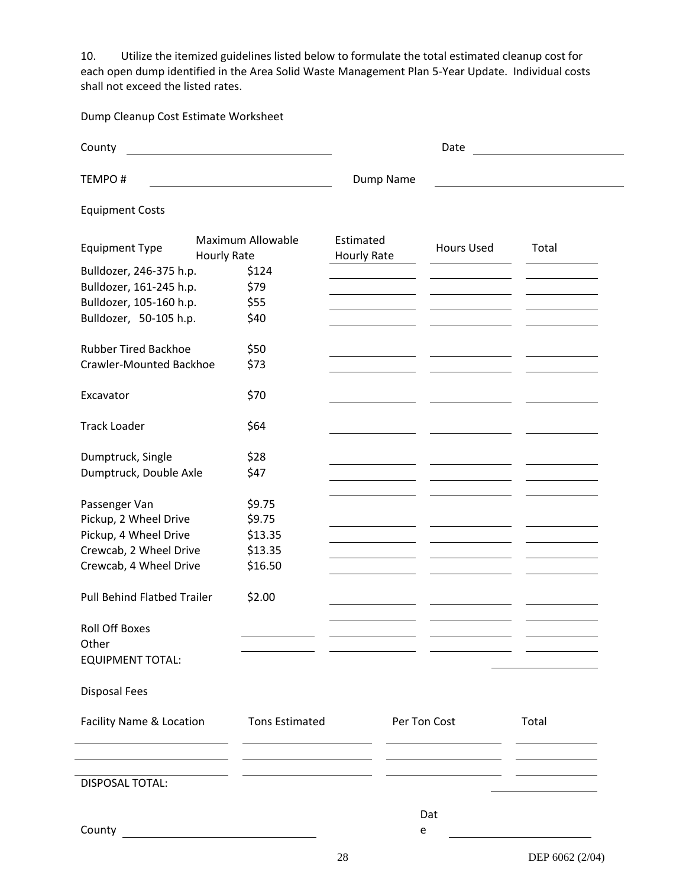10. Utilize the itemized guidelines listed below to formulate the total estimated cleanup cost for each open dump identified in the Area Solid Waste Management Plan 5-Year Update. Individual costs shall not exceed the listed rates.

Dump Cleanup Cost Estimate Worksheet

County ____________________ Date ____________________

TEMPO # ____________________ Dump Name ____________________

Equipment Costs

| Equipment Type | Maximum Allowable Hourly Rate | Estimated Hourly Rate | Hours Used | Total |
|---|---|---|---|---|
| Bulldozer, 246-375 h.p. | $124 | | | |
| Bulldozer, 161-245 h.p. | $79 | | | |
| Bulldozer, 105-160 h.p. | $55 | | | |
| Bulldozer, 50-105 h.p. | $40 | | | |
| Rubber Tired Backhoe | $50 | | | |
| Crawler-Mounted Backhoe | $73 | | | |
| Excavator | $70 | | | |
| Track Loader | $64 | | | |
| Dumptruck, Single | $28 | | | |
| Dumptruck, Double Axle | $47 | | | |
| | | | | |
| Passenger Van | $9.75 | | | |
| Pickup, 2 Wheel Drive | $9.75 | | | |
| Pickup, 4 Wheel Drive | $13.35 | | | |
| Crewcab, 2 Wheel Drive | $13.35 | | | |
| Crewcab, 4 Wheel Drive | $16.50 | | | |
| Pull Behind Flatbed Trailer | $2.00 | | | |
| | | | | |
| Roll Off Boxes | | | | |
| Other | | | | |
| EQUIPMENT TOTAL: | | | | |

Disposal Fees

| Facility Name & Location | Tons Estimated | Per Ton Cost | Total |
|---|---|---|---|
| | | | |
| | | | |
| | | | |
| DISPOSAL TOTAL: | | | |

County ____________________ Date ____________________

DEP 6062 (2/04)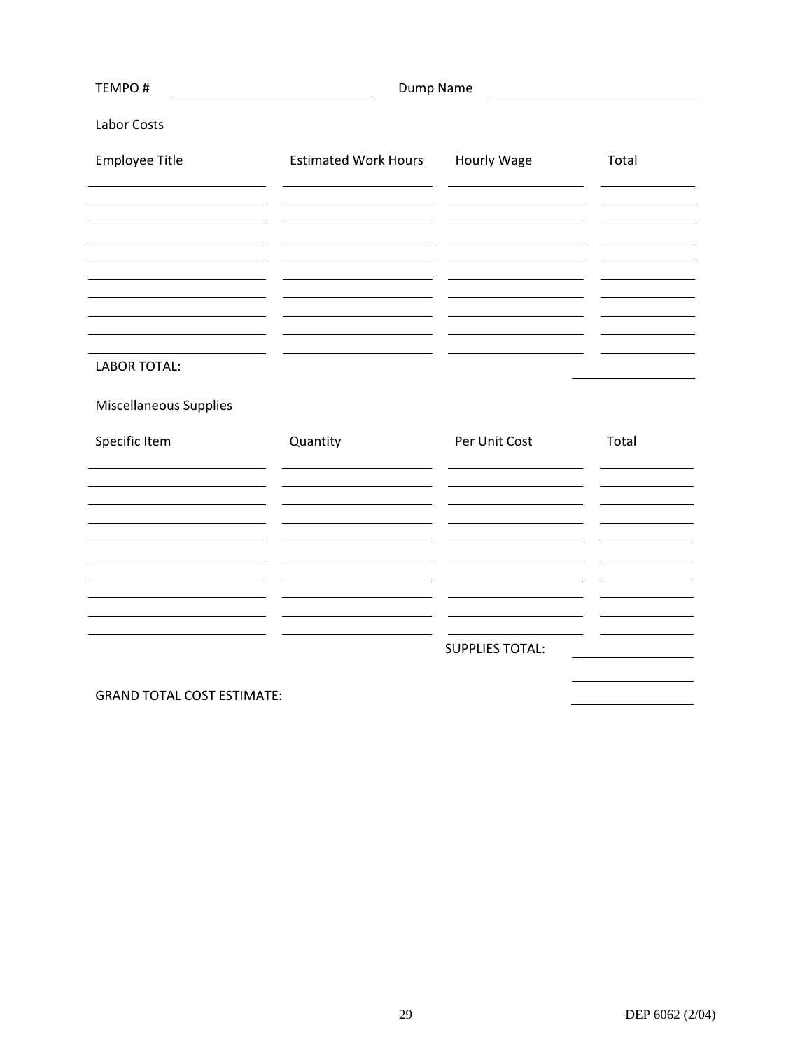TEMPO # ______________________ Dump Name ______________________

Labor Costs

| Employee Title | Estimated Work Hours | Hourly Wage | Total |
| --- | --- | --- | --- |
| | | | |
| | | | |
| | | | |
| | | | |
| | | | |
| | | | |
| | | | |
| | | | |
| | | | |

LABOR TOTAL: ______________

Miscellaneous Supplies

| Specific Item | Quantity | Per Unit Cost | Total |
| --- | --- | --- | --- |
| | | | |
| | | | |
| | | | |
| | | | |
| | | | |
| | | | |
| | | | |
| | | | |
| | | | |

SUPPLIES TOTAL: ______________

GRAND TOTAL COST ESTIMATE: ______________

DEP 6062 (2/04)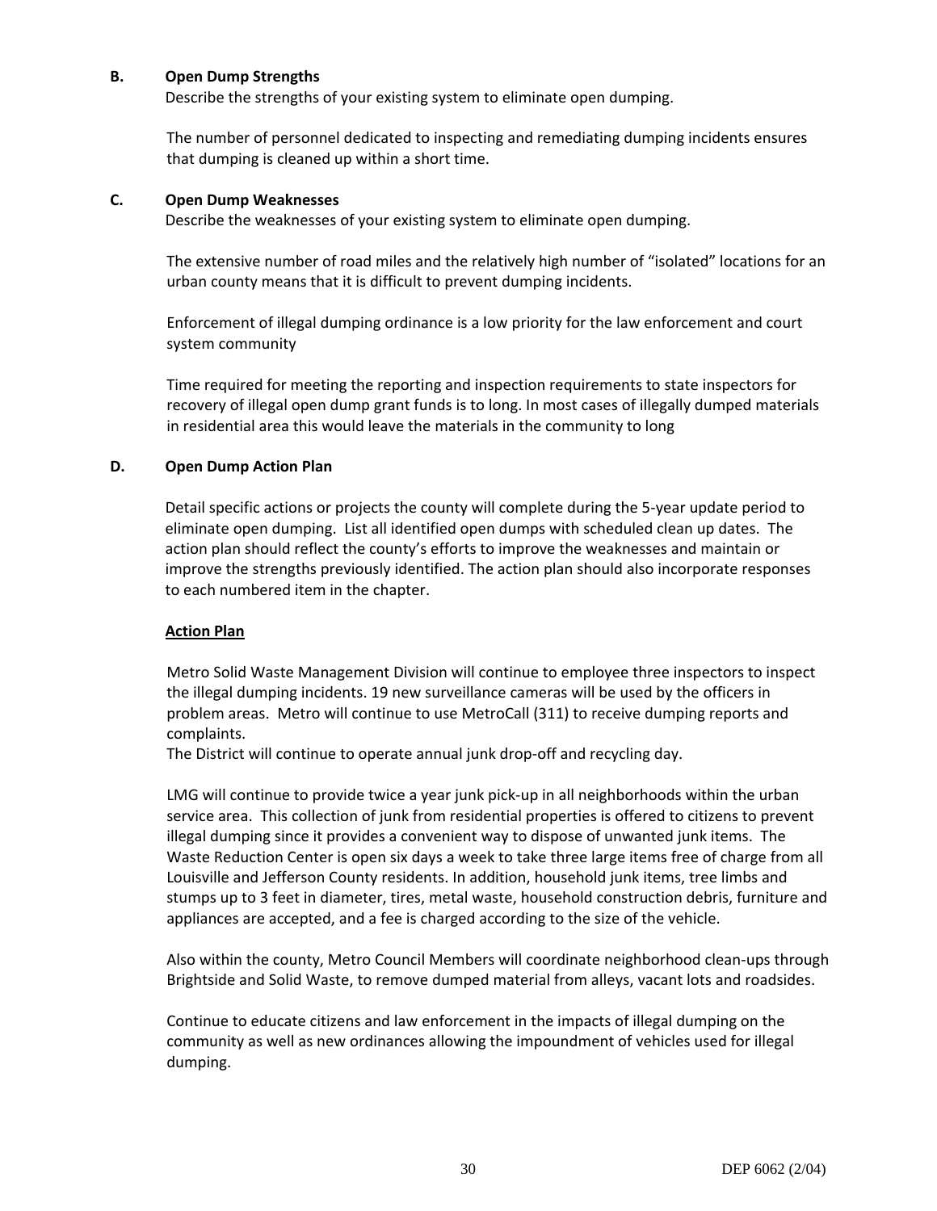### B. Open Dump Strengths

Describe the strengths of your existing system to eliminate open dumping.

The number of personnel dedicated to inspecting and remediating dumping incidents ensures that dumping is cleaned up within a short time.

### C. Open Dump Weaknesses

Describe the weaknesses of your existing system to eliminate open dumping.

The extensive number of road miles and the relatively high number of "isolated" locations for an urban county means that it is difficult to prevent dumping incidents.

Enforcement of illegal dumping ordinance is a low priority for the law enforcement and court system community

Time required for meeting the reporting and inspection requirements to state inspectors for recovery of illegal open dump grant funds is to long. In most cases of illegally dumped materials in residential area this would leave the materials in the community to long

### D. Open Dump Action Plan

Detail specific actions or projects the county will complete during the 5-year update period to eliminate open dumping. List all identified open dumps with scheduled clean up dates. The action plan should reflect the county's efforts to improve the weaknesses and maintain or improve the strengths previously identified. The action plan should also incorporate responses to each numbered item in the chapter.

**Action Plan**

Metro Solid Waste Management Division will continue to employee three inspectors to inspect the illegal dumping incidents. 19 new surveillance cameras will be used by the officers in problem areas. Metro will continue to use MetroCall (311) to receive dumping reports and complaints.
The District will continue to operate annual junk drop-off and recycling day.

LMG will continue to provide twice a year junk pick-up in all neighborhoods within the urban service area. This collection of junk from residential properties is offered to citizens to prevent illegal dumping since it provides a convenient way to dispose of unwanted junk items. The Waste Reduction Center is open six days a week to take three large items free of charge from all Louisville and Jefferson County residents. In addition, household junk items, tree limbs and stumps up to 3 feet in diameter, tires, metal waste, household construction debris, furniture and appliances are accepted, and a fee is charged according to the size of the vehicle.

Also within the county, Metro Council Members will coordinate neighborhood clean-ups through Brightside and Solid Waste, to remove dumped material from alleys, vacant lots and roadsides.

Continue to educate citizens and law enforcement in the impacts of illegal dumping on the community as well as new ordinances allowing the impoundment of vehicles used for illegal dumping.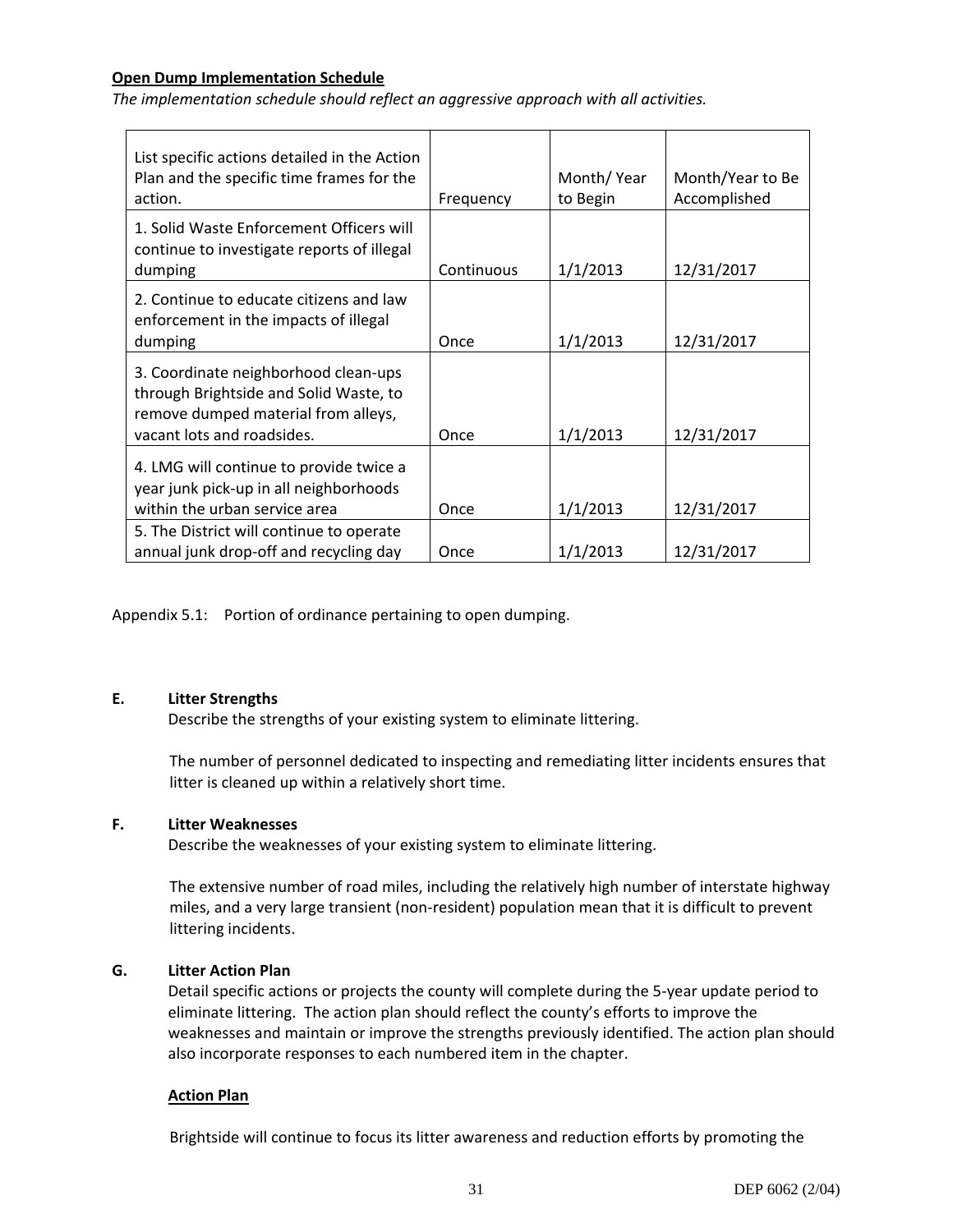**Open Dump Implementation Schedule**

*The implementation schedule should reflect an aggressive approach with all activities.*

| List specific actions detailed in the Action Plan and the specific time frames for the action. | Frequency | Month/ Year to Begin | Month/Year to Be Accomplished |
|---|---|---|---|
| 1. Solid Waste Enforcement Officers will continue to investigate reports of illegal dumping | Continuous | 1/1/2013 | 12/31/2017 |
| 2. Continue to educate citizens and law enforcement in the impacts of illegal dumping | Once | 1/1/2013 | 12/31/2017 |
| 3. Coordinate neighborhood clean-ups through Brightside and Solid Waste, to remove dumped material from alleys, vacant lots and roadsides. | Once | 1/1/2013 | 12/31/2017 |
| 4. LMG will continue to provide twice a year junk pick-up in all neighborhoods within the urban service area | Once | 1/1/2013 | 12/31/2017 |
| 5. The District will continue to operate annual junk drop-off and recycling day | Once | 1/1/2013 | 12/31/2017 |

Appendix 5.1: Portion of ordinance pertaining to open dumping.

**E. Litter Strengths**

Describe the strengths of your existing system to eliminate littering.

The number of personnel dedicated to inspecting and remediating litter incidents ensures that litter is cleaned up within a relatively short time.

**F. Litter Weaknesses**

Describe the weaknesses of your existing system to eliminate littering.

The extensive number of road miles, including the relatively high number of interstate highway miles, and a very large transient (non-resident) population mean that it is difficult to prevent littering incidents.

**G. Litter Action Plan**

Detail specific actions or projects the county will complete during the 5-year update period to eliminate littering. The action plan should reflect the county's efforts to improve the weaknesses and maintain or improve the strengths previously identified. The action plan should also incorporate responses to each numbered item in the chapter.

**Action Plan**

Brightside will continue to focus its litter awareness and reduction efforts by promoting the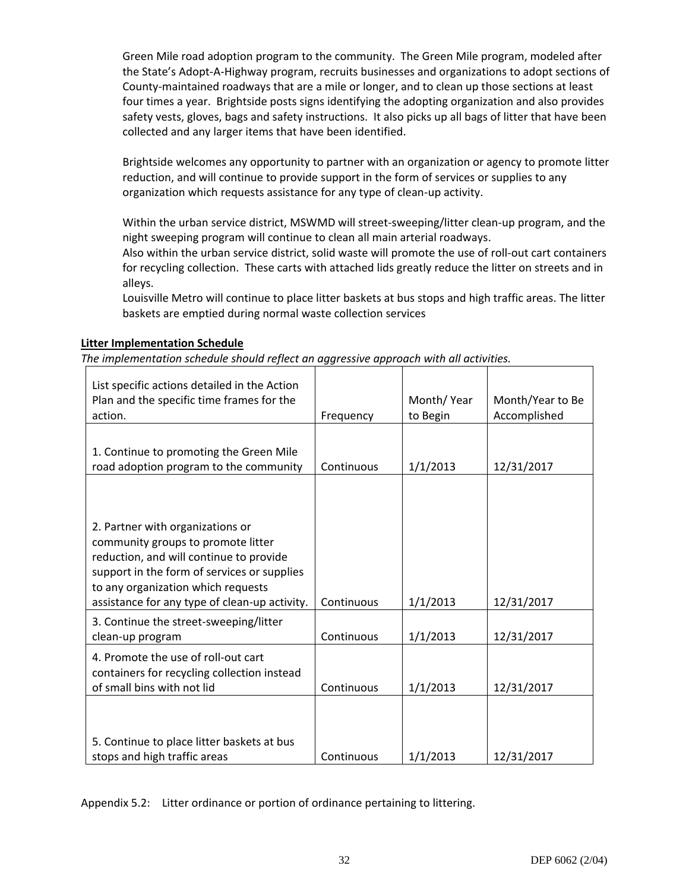Green Mile road adoption program to the community. The Green Mile program, modeled after the State's Adopt-A-Highway program, recruits businesses and organizations to adopt sections of County-maintained roadways that are a mile or longer, and to clean up those sections at least four times a year. Brightside posts signs identifying the adopting organization and also provides safety vests, gloves, bags and safety instructions. It also picks up all bags of litter that have been collected and any larger items that have been identified.

Brightside welcomes any opportunity to partner with an organization or agency to promote litter reduction, and will continue to provide support in the form of services or supplies to any organization which requests assistance for any type of clean-up activity.

Within the urban service district, MSWMD will street-sweeping/litter clean-up program, and the night sweeping program will continue to clean all main arterial roadways.
Also within the urban service district, solid waste will promote the use of roll-out cart containers for recycling collection. These carts with attached lids greatly reduce the litter on streets and in alleys.
Louisville Metro will continue to place litter baskets at bus stops and high traffic areas. The litter baskets are emptied during normal waste collection services

**Litter Implementation Schedule**

*The implementation schedule should reflect an aggressive approach with all activities.*

| List specific actions detailed in the Action Plan and the specific time frames for the action. | Frequency | Month/ Year to Begin | Month/Year to Be Accomplished |
|---|---|---|---|
| 1. Continue to promoting the Green Mile road adoption program to the community | Continuous | 1/1/2013 | 12/31/2017 |
| 2. Partner with organizations or community groups to promote litter reduction, and will continue to provide support in the form of services or supplies to any organization which requests assistance for any type of clean-up activity. | Continuous | 1/1/2013 | 12/31/2017 |
| 3. Continue the street-sweeping/litter clean-up program | Continuous | 1/1/2013 | 12/31/2017 |
| 4. Promote the use of roll-out cart containers for recycling collection instead of small bins with not lid | Continuous | 1/1/2013 | 12/31/2017 |
| 5. Continue to place litter baskets at bus stops and high traffic areas | Continuous | 1/1/2013 | 12/31/2017 |

Appendix 5.2: Litter ordinance or portion of ordinance pertaining to littering.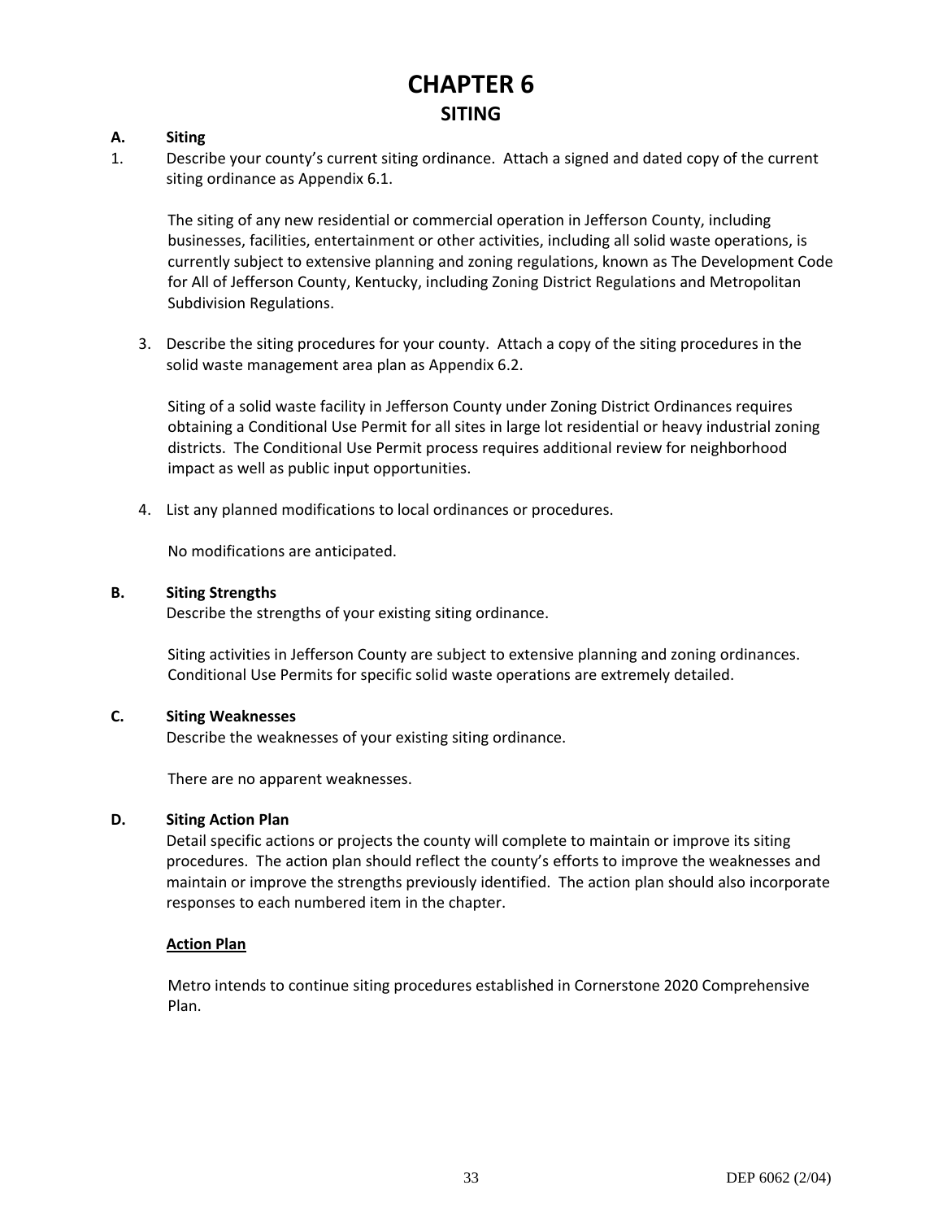# CHAPTER 6
## SITING

### A. Siting

1. Describe your county's current siting ordinance. Attach a signed and dated copy of the current siting ordinance as Appendix 6.1.

   The siting of any new residential or commercial operation in Jefferson County, including businesses, facilities, entertainment or other activities, including all solid waste operations, is currently subject to extensive planning and zoning regulations, known as The Development Code for All of Jefferson County, Kentucky, including Zoning District Regulations and Metropolitan Subdivision Regulations.

3. Describe the siting procedures for your county. Attach a copy of the siting procedures in the solid waste management area plan as Appendix 6.2.

   Siting of a solid waste facility in Jefferson County under Zoning District Ordinances requires obtaining a Conditional Use Permit for all sites in large lot residential or heavy industrial zoning districts. The Conditional Use Permit process requires additional review for neighborhood impact as well as public input opportunities.

4. List any planned modifications to local ordinances or procedures.

   No modifications are anticipated.

### B. Siting Strengths

Describe the strengths of your existing siting ordinance.

Siting activities in Jefferson County are subject to extensive planning and zoning ordinances. Conditional Use Permits for specific solid waste operations are extremely detailed.

### C. Siting Weaknesses

Describe the weaknesses of your existing siting ordinance.

There are no apparent weaknesses.

### D. Siting Action Plan

Detail specific actions or projects the county will complete to maintain or improve its siting procedures. The action plan should reflect the county's efforts to improve the weaknesses and maintain or improve the strengths previously identified. The action plan should also incorporate responses to each numbered item in the chapter.

**<u>Action Plan</u>**

Metro intends to continue siting procedures established in Cornerstone 2020 Comprehensive Plan.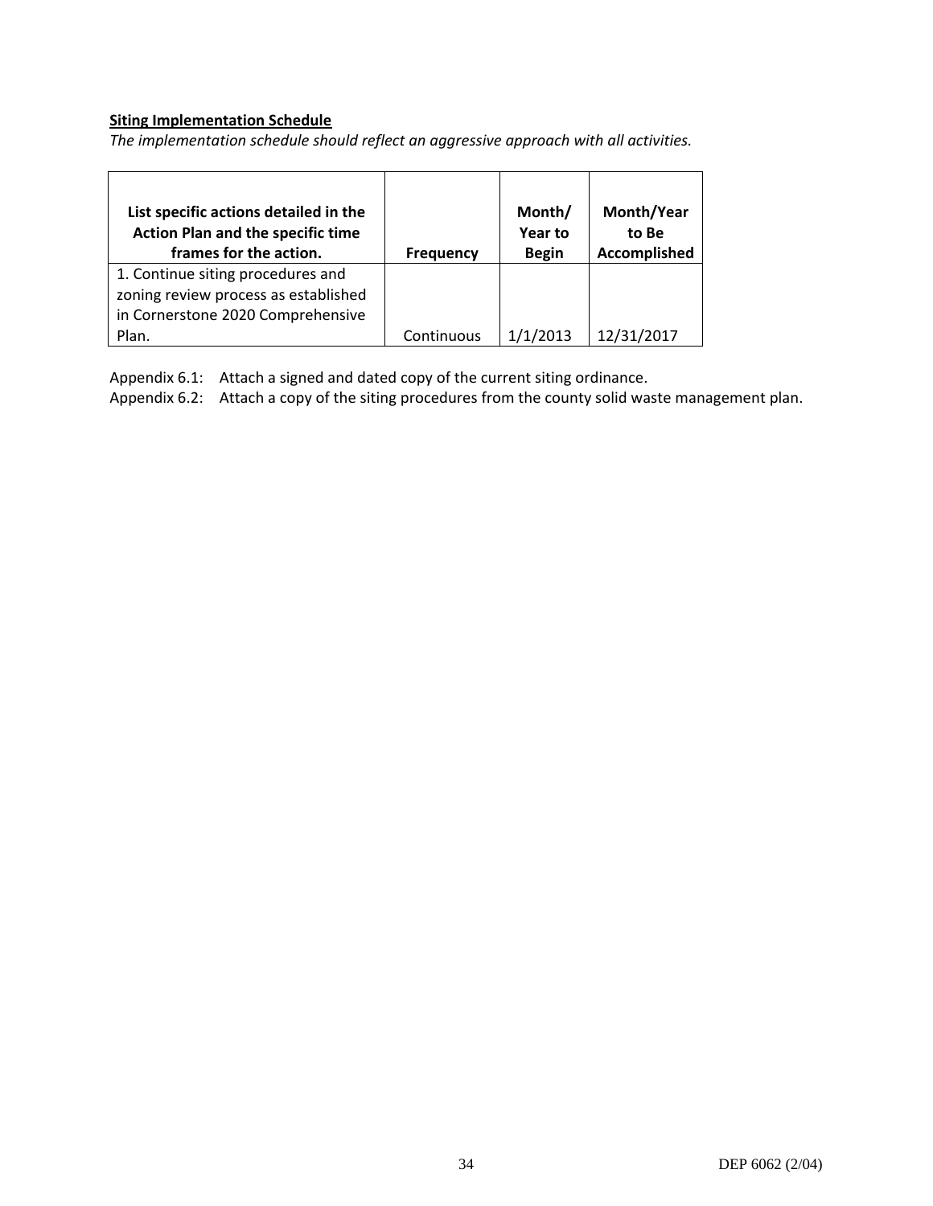**Siting Implementation Schedule**

*The implementation schedule should reflect an aggressive approach with all activities.*

| List specific actions detailed in the Action Plan and the specific time frames for the action. | Frequency | Month/ Year to Begin | Month/Year to Be Accomplished |
|---|---|---|---|
| 1. Continue siting procedures and zoning review process as established in Cornerstone 2020 Comprehensive Plan. | Continuous | 1/1/2013 | 12/31/2017 |

Appendix 6.1: Attach a signed and dated copy of the current siting ordinance.

Appendix 6.2: Attach a copy of the siting procedures from the county solid waste management plan.

DEP 6062 (2/04)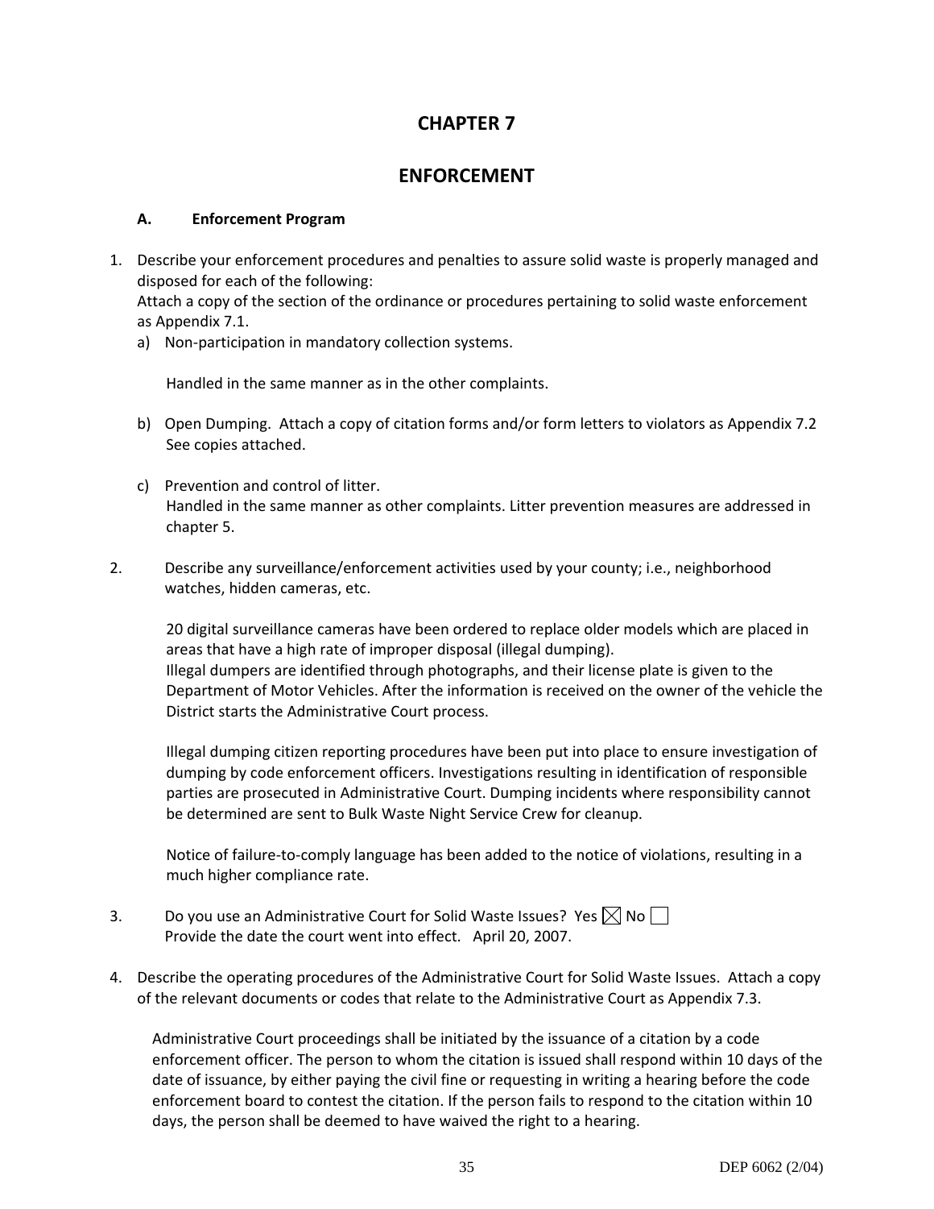# CHAPTER 7

# ENFORCEMENT

### A. Enforcement Program

1. Describe your enforcement procedures and penalties to assure solid waste is properly managed and disposed for each of the following:
   Attach a copy of the section of the ordinance or procedures pertaining to solid waste enforcement as Appendix 7.1.
   a) Non-participation in mandatory collection systems.

      Handled in the same manner as in the other complaints.

   b) Open Dumping. Attach a copy of citation forms and/or form letters to violators as Appendix 7.2
      See copies attached.

   c) Prevention and control of litter.
      Handled in the same manner as other complaints. Litter prevention measures are addressed in chapter 5.

2. Describe any surveillance/enforcement activities used by your county; i.e., neighborhood watches, hidden cameras, etc.

   20 digital surveillance cameras have been ordered to replace older models which are placed in areas that have a high rate of improper disposal (illegal dumping).
   Illegal dumpers are identified through photographs, and their license plate is given to the Department of Motor Vehicles. After the information is received on the owner of the vehicle the District starts the Administrative Court process.

   Illegal dumping citizen reporting procedures have been put into place to ensure investigation of dumping by code enforcement officers. Investigations resulting in identification of responsible parties are prosecuted in Administrative Court. Dumping incidents where responsibility cannot be determined are sent to Bulk Waste Night Service Crew for cleanup.

   Notice of failure-to-comply language has been added to the notice of violations, resulting in a much higher compliance rate.

3. Do you use an Administrative Court for Solid Waste Issues? Yes ☒ No ☐
   Provide the date the court went into effect. April 20, 2007.

4. Describe the operating procedures of the Administrative Court for Solid Waste Issues. Attach a copy of the relevant documents or codes that relate to the Administrative Court as Appendix 7.3.

   Administrative Court proceedings shall be initiated by the issuance of a citation by a code enforcement officer. The person to whom the citation is issued shall respond within 10 days of the date of issuance, by either paying the civil fine or requesting in writing a hearing before the code enforcement board to contest the citation. If the person fails to respond to the citation within 10 days, the person shall be deemed to have waived the right to a hearing.

DEP 6062 (2/04)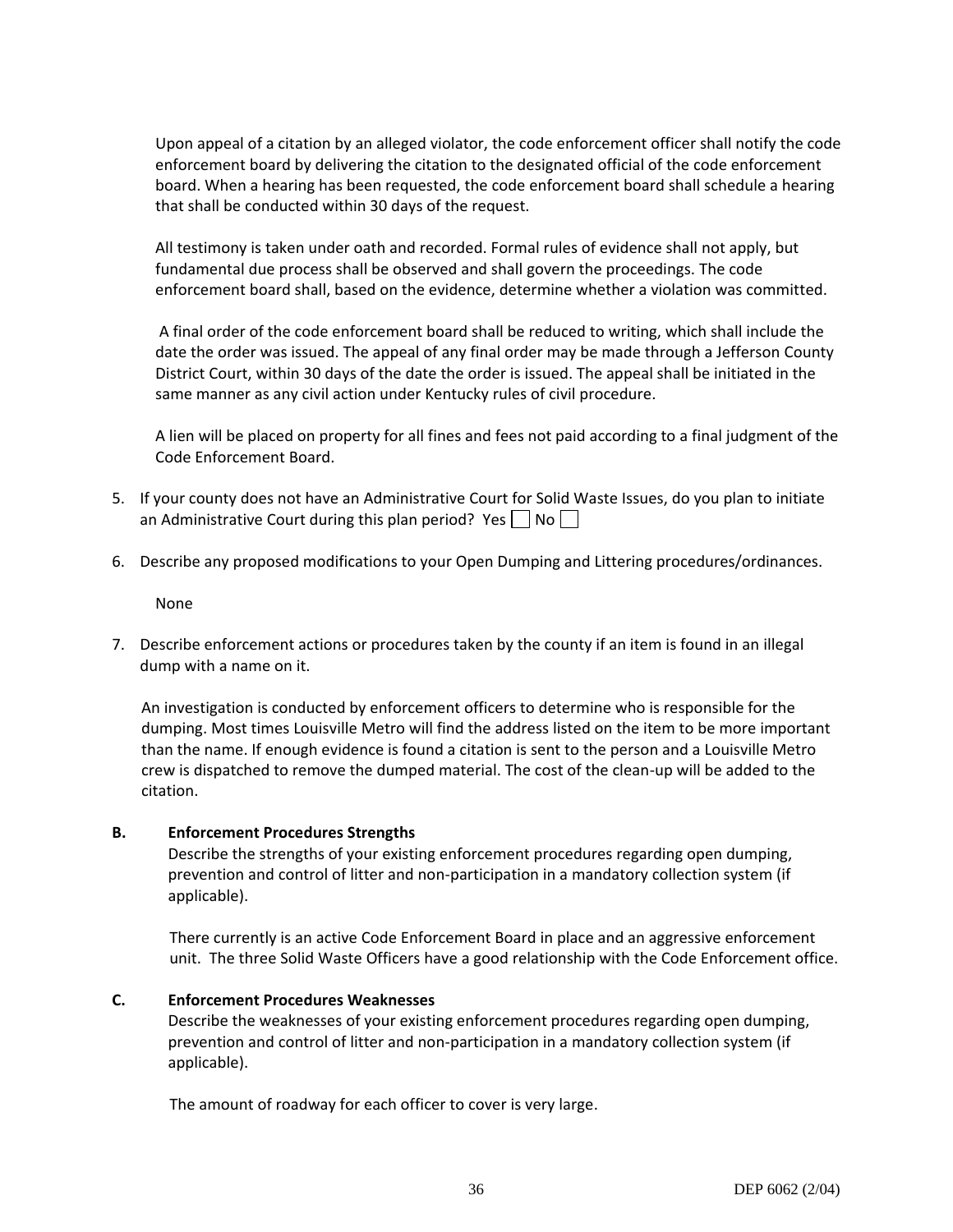Upon appeal of a citation by an alleged violator, the code enforcement officer shall notify the code enforcement board by delivering the citation to the designated official of the code enforcement board. When a hearing has been requested, the code enforcement board shall schedule a hearing that shall be conducted within 30 days of the request.

All testimony is taken under oath and recorded. Formal rules of evidence shall not apply, but fundamental due process shall be observed and shall govern the proceedings. The code enforcement board shall, based on the evidence, determine whether a violation was committed.

A final order of the code enforcement board shall be reduced to writing, which shall include the date the order was issued. The appeal of any final order may be made through a Jefferson County District Court, within 30 days of the date the order is issued. The appeal shall be initiated in the same manner as any civil action under Kentucky rules of civil procedure.

A lien will be placed on property for all fines and fees not paid according to a final judgment of the Code Enforcement Board.

5. If your county does not have an Administrative Court for Solid Waste Issues, do you plan to initiate an Administrative Court during this plan period? Yes ☐ No ☐

6. Describe any proposed modifications to your Open Dumping and Littering procedures/ordinances.

   None

7. Describe enforcement actions or procedures taken by the county if an item is found in an illegal dump with a name on it.

   An investigation is conducted by enforcement officers to determine who is responsible for the dumping. Most times Louisville Metro will find the address listed on the item to be more important than the name. If enough evidence is found a citation is sent to the person and a Louisville Metro crew is dispatched to remove the dumped material. The cost of the clean-up will be added to the citation.

**B. Enforcement Procedures Strengths**

Describe the strengths of your existing enforcement procedures regarding open dumping, prevention and control of litter and non-participation in a mandatory collection system (if applicable).

There currently is an active Code Enforcement Board in place and an aggressive enforcement unit. The three Solid Waste Officers have a good relationship with the Code Enforcement office.

**C. Enforcement Procedures Weaknesses**

Describe the weaknesses of your existing enforcement procedures regarding open dumping, prevention and control of litter and non-participation in a mandatory collection system (if applicable).

The amount of roadway for each officer to cover is very large.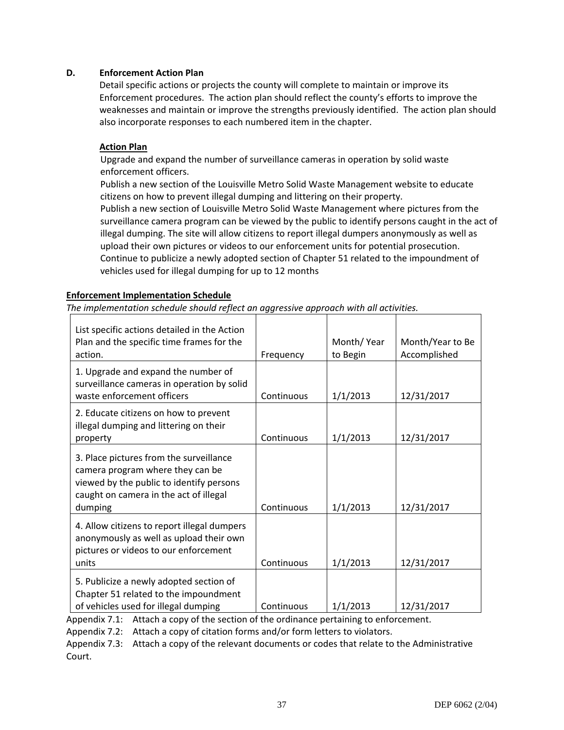**D. Enforcement Action Plan**

Detail specific actions or projects the county will complete to maintain or improve its Enforcement procedures. The action plan should reflect the county's efforts to improve the weaknesses and maintain or improve the strengths previously identified. The action plan should also incorporate responses to each numbered item in the chapter.

**Action Plan**

Upgrade and expand the number of surveillance cameras in operation by solid waste enforcement officers.

Publish a new section of the Louisville Metro Solid Waste Management website to educate citizens on how to prevent illegal dumping and littering on their property.

Publish a new section of Louisville Metro Solid Waste Management where pictures from the surveillance camera program can be viewed by the public to identify persons caught in the act of illegal dumping. The site will allow citizens to report illegal dumpers anonymously as well as upload their own pictures or videos to our enforcement units for potential prosecution.

Continue to publicize a newly adopted section of Chapter 51 related to the impoundment of vehicles used for illegal dumping for up to 12 months

**Enforcement Implementation Schedule**

*The implementation schedule should reflect an aggressive approach with all activities.*

| List specific actions detailed in the Action Plan and the specific time frames for the action. | Frequency | Month/ Year to Begin | Month/Year to Be Accomplished |
|---|---|---|---|
| 1. Upgrade and expand the number of surveillance cameras in operation by solid waste enforcement officers | Continuous | 1/1/2013 | 12/31/2017 |
| 2. Educate citizens on how to prevent illegal dumping and littering on their property | Continuous | 1/1/2013 | 12/31/2017 |
| 3. Place pictures from the surveillance camera program where they can be viewed by the public to identify persons caught on camera in the act of illegal dumping | Continuous | 1/1/2013 | 12/31/2017 |
| 4. Allow citizens to report illegal dumpers anonymously as well as upload their own pictures or videos to our enforcement units | Continuous | 1/1/2013 | 12/31/2017 |
| 5. Publicize a newly adopted section of Chapter 51 related to the impoundment of vehicles used for illegal dumping | Continuous | 1/1/2013 | 12/31/2017 |

Appendix 7.1: Attach a copy of the section of the ordinance pertaining to enforcement.

Appendix 7.2: Attach a copy of citation forms and/or form letters to violators.

Appendix 7.3: Attach a copy of the relevant documents or codes that relate to the Administrative Court.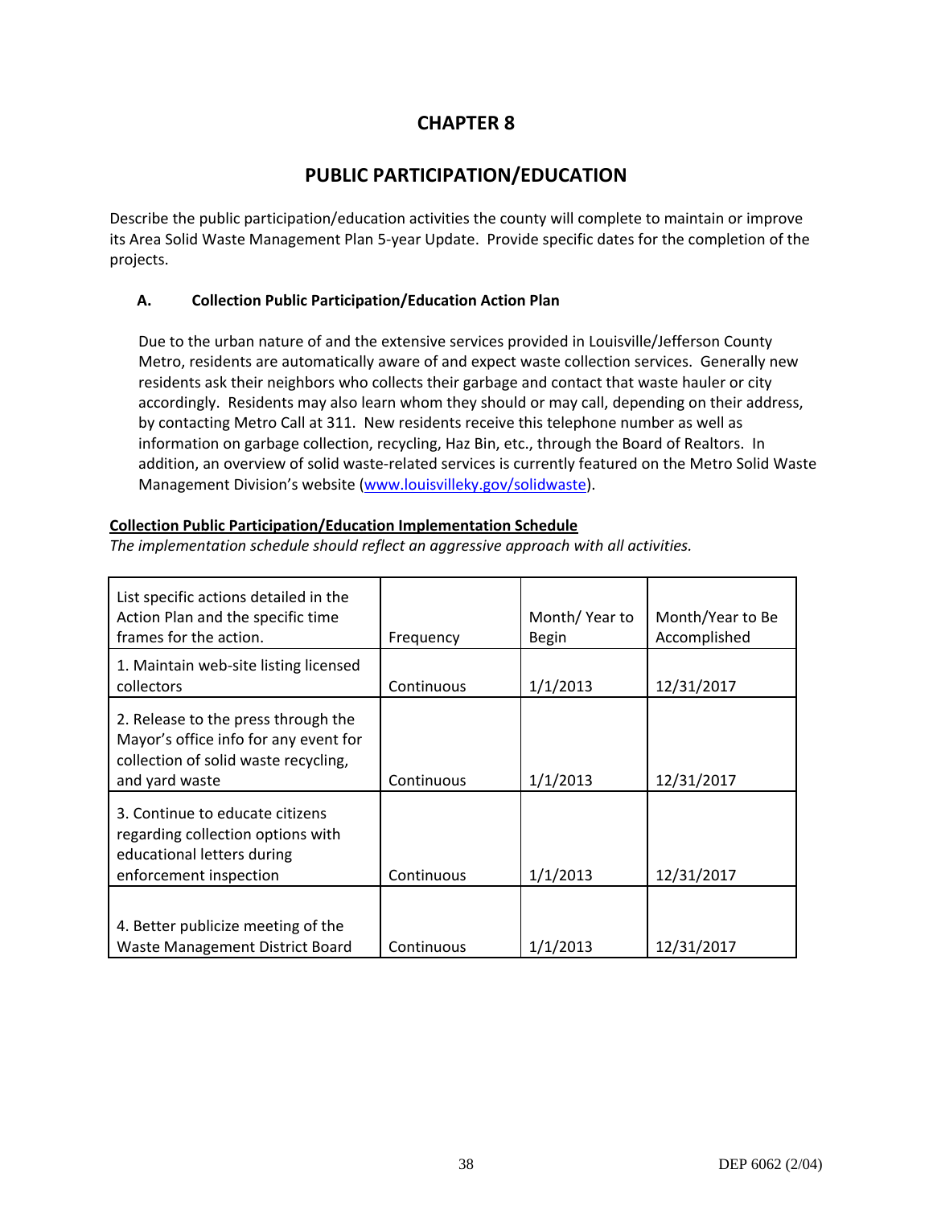# CHAPTER 8

## PUBLIC PARTICIPATION/EDUCATION

Describe the public participation/education activities the county will complete to maintain or improve its Area Solid Waste Management Plan 5-year Update. Provide specific dates for the completion of the projects.

### A. Collection Public Participation/Education Action Plan

Due to the urban nature of and the extensive services provided in Louisville/Jefferson County Metro, residents are automatically aware of and expect waste collection services. Generally new residents ask their neighbors who collects their garbage and contact that waste hauler or city accordingly. Residents may also learn whom they should or may call, depending on their address, by contacting Metro Call at 311. New residents receive this telephone number as well as information on garbage collection, recycling, Haz Bin, etc., through the Board of Realtors. In addition, an overview of solid waste-related services is currently featured on the Metro Solid Waste Management Division's website (www.louisvilleky.gov/solidwaste).

**Collection Public Participation/Education Implementation Schedule**

*The implementation schedule should reflect an aggressive approach with all activities.*

| List specific actions detailed in the Action Plan and the specific time frames for the action. | Frequency | Month/ Year to Begin | Month/Year to Be Accomplished |
|---|---|---|---|
| 1. Maintain web-site listing licensed collectors | Continuous | 1/1/2013 | 12/31/2017 |
| 2. Release to the press through the Mayor's office info for any event for collection of solid waste recycling, and yard waste | Continuous | 1/1/2013 | 12/31/2017 |
| 3. Continue to educate citizens regarding collection options with educational letters during enforcement inspection | Continuous | 1/1/2013 | 12/31/2017 |
| 4. Better publicize meeting of the Waste Management District Board | Continuous | 1/1/2013 | 12/31/2017 |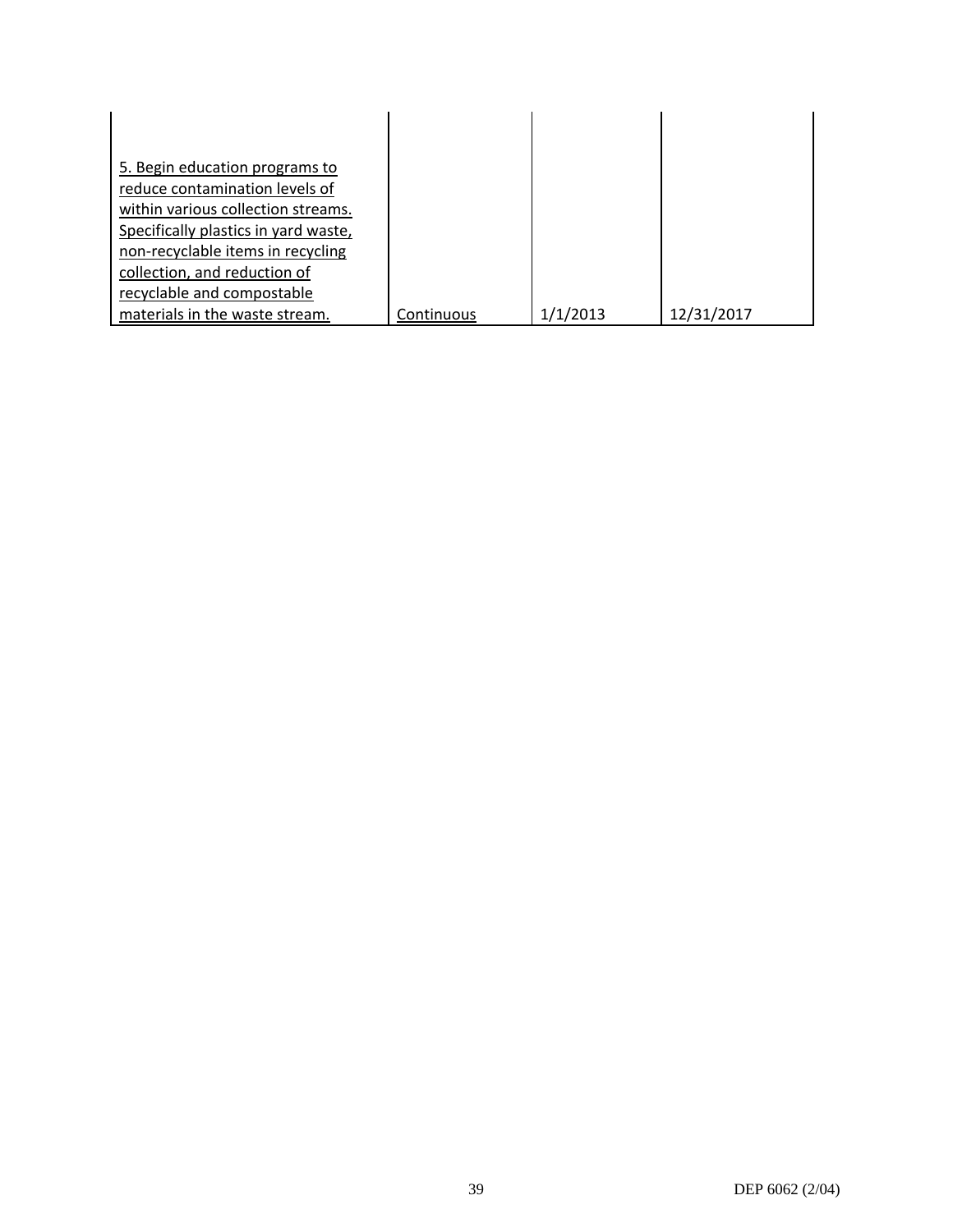| | | | |
|---|---|---|---|
| 5. Begin education programs to reduce contamination levels of within various collection streams. Specifically plastics in yard waste, non-recyclable items in recycling collection, and reduction of recyclable and compostable materials in the waste stream. | Continuous | 1/1/2013 | 12/31/2017 |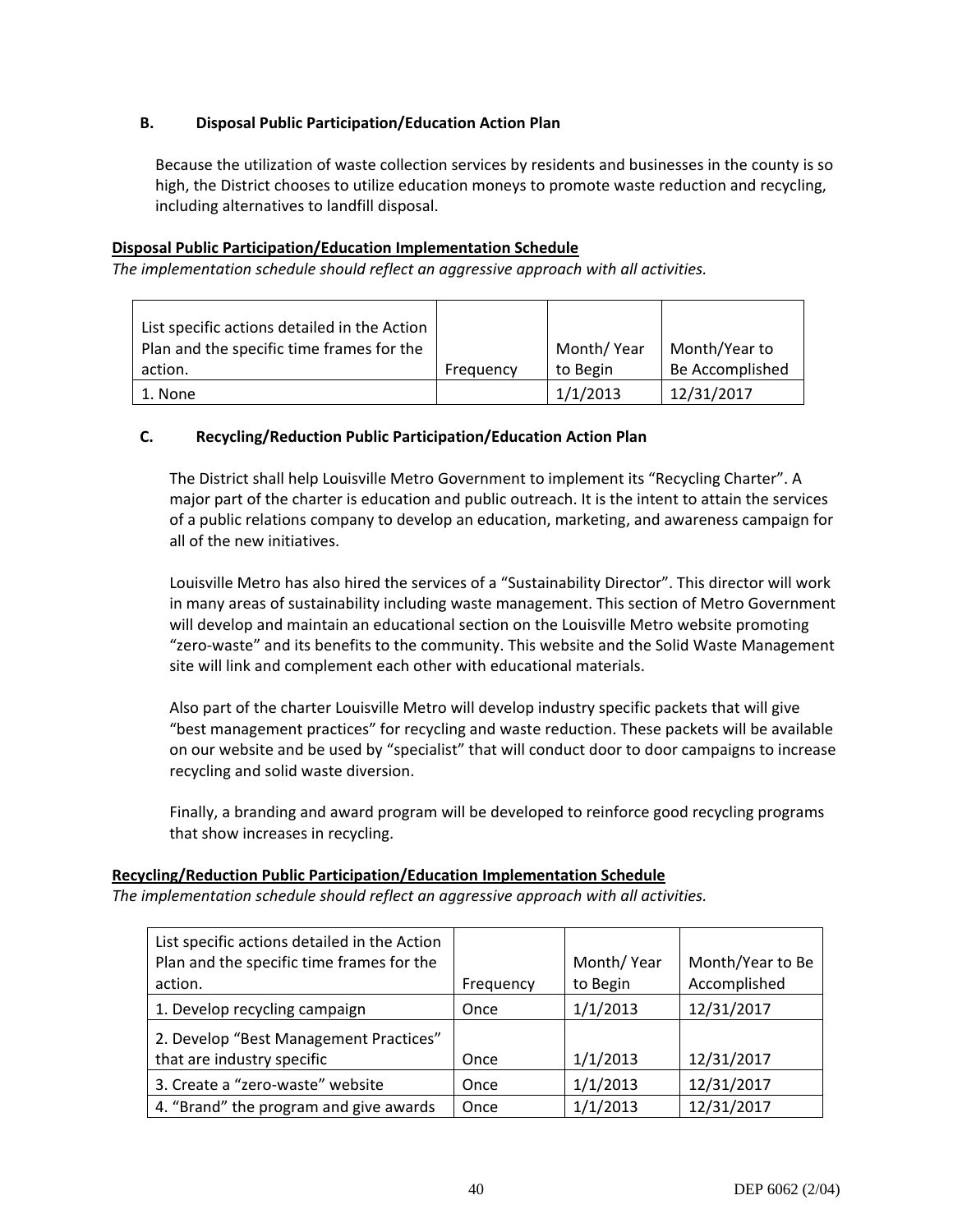### B. Disposal Public Participation/Education Action Plan

Because the utilization of waste collection services by residents and businesses in the county is so high, the District chooses to utilize education moneys to promote waste reduction and recycling, including alternatives to landfill disposal.

**Disposal Public Participation/Education Implementation Schedule**

*The implementation schedule should reflect an aggressive approach with all activities.*

| List specific actions detailed in the Action Plan and the specific time frames for the action. | Frequency | Month/ Year to Begin | Month/Year to Be Accomplished |
|---|---|---|---|
| 1. None | | 1/1/2013 | 12/31/2017 |

### C. Recycling/Reduction Public Participation/Education Action Plan

The District shall help Louisville Metro Government to implement its "Recycling Charter". A major part of the charter is education and public outreach. It is the intent to attain the services of a public relations company to develop an education, marketing, and awareness campaign for all of the new initiatives.

Louisville Metro has also hired the services of a "Sustainability Director". This director will work in many areas of sustainability including waste management. This section of Metro Government will develop and maintain an educational section on the Louisville Metro website promoting "zero-waste" and its benefits to the community. This website and the Solid Waste Management site will link and complement each other with educational materials.

Also part of the charter Louisville Metro will develop industry specific packets that will give "best management practices" for recycling and waste reduction. These packets will be available on our website and be used by "specialist" that will conduct door to door campaigns to increase recycling and solid waste diversion.

Finally, a branding and award program will be developed to reinforce good recycling programs that show increases in recycling.

**Recycling/Reduction Public Participation/Education Implementation Schedule**

*The implementation schedule should reflect an aggressive approach with all activities.*

| List specific actions detailed in the Action Plan and the specific time frames for the action. | Frequency | Month/ Year to Begin | Month/Year to Be Accomplished |
|---|---|---|---|
| 1. Develop recycling campaign | Once | 1/1/2013 | 12/31/2017 |
| 2. Develop "Best Management Practices" that are industry specific | Once | 1/1/2013 | 12/31/2017 |
| 3. Create a "zero-waste" website | Once | 1/1/2013 | 12/31/2017 |
| 4. "Brand" the program and give awards | Once | 1/1/2013 | 12/31/2017 |

DEP 6062 (2/04)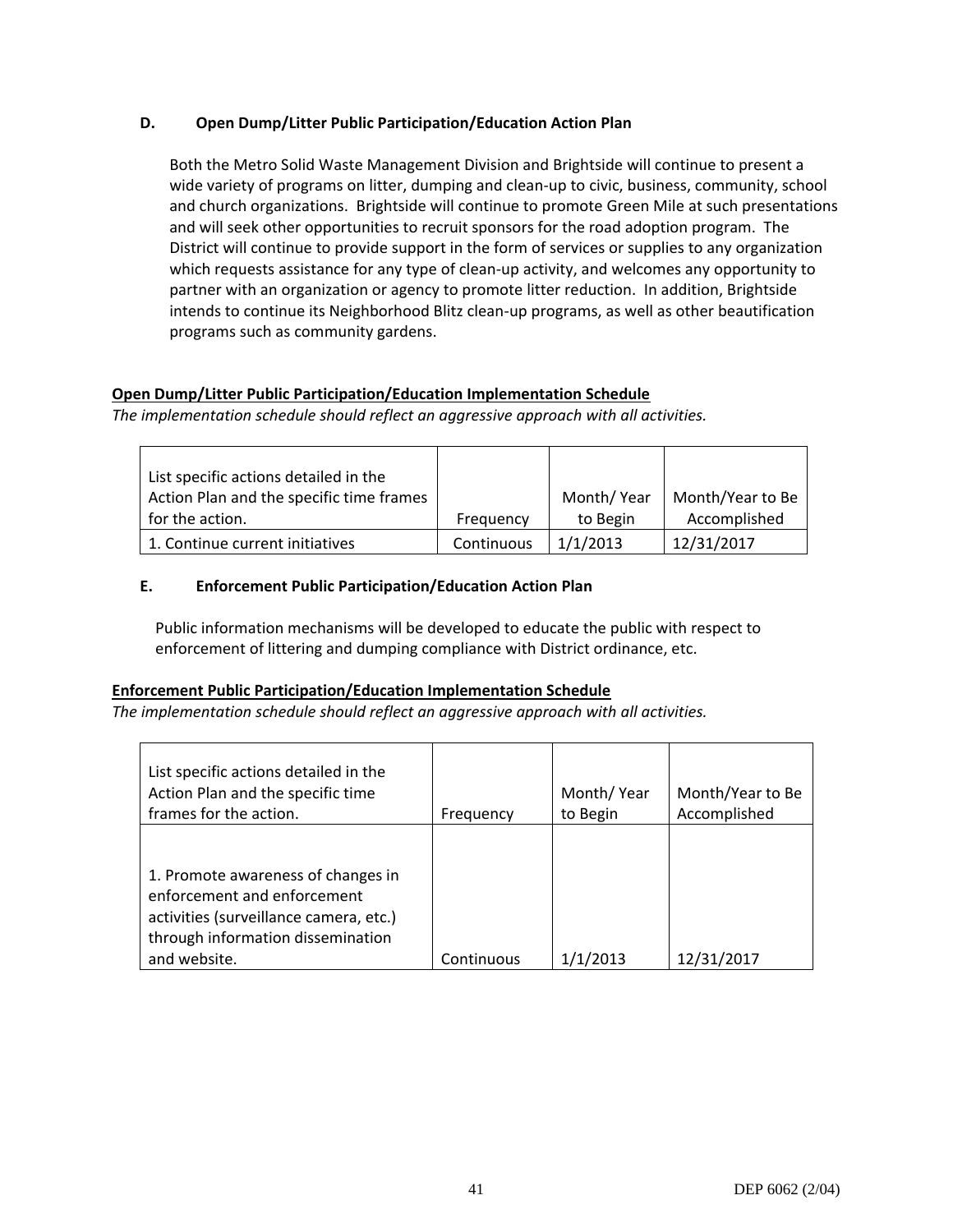### D. Open Dump/Litter Public Participation/Education Action Plan

Both the Metro Solid Waste Management Division and Brightside will continue to present a wide variety of programs on litter, dumping and clean-up to civic, business, community, school and church organizations. Brightside will continue to promote Green Mile at such presentations and will seek other opportunities to recruit sponsors for the road adoption program. The District will continue to provide support in the form of services or supplies to any organization which requests assistance for any type of clean-up activity, and welcomes any opportunity to partner with an organization or agency to promote litter reduction. In addition, Brightside intends to continue its Neighborhood Blitz clean-up programs, as well as other beautification programs such as community gardens.

**Open Dump/Litter Public Participation/Education Implementation Schedule**

*The implementation schedule should reflect an aggressive approach with all activities.*

| List specific actions detailed in the Action Plan and the specific time frames for the action. | Frequency | Month/ Year to Begin | Month/Year to Be Accomplished |
|---|---|---|---|
| 1. Continue current initiatives | Continuous | 1/1/2013 | 12/31/2017 |

### E. Enforcement Public Participation/Education Action Plan

Public information mechanisms will be developed to educate the public with respect to enforcement of littering and dumping compliance with District ordinance, etc.

**Enforcement Public Participation/Education Implementation Schedule**

*The implementation schedule should reflect an aggressive approach with all activities.*

| List specific actions detailed in the Action Plan and the specific time frames for the action. | Frequency | Month/ Year to Begin | Month/Year to Be Accomplished |
|---|---|---|---|
| 1. Promote awareness of changes in enforcement and enforcement activities (surveillance camera, etc.) through information dissemination and website. | Continuous | 1/1/2013 | 12/31/2017 |

DEP 6062 (2/04)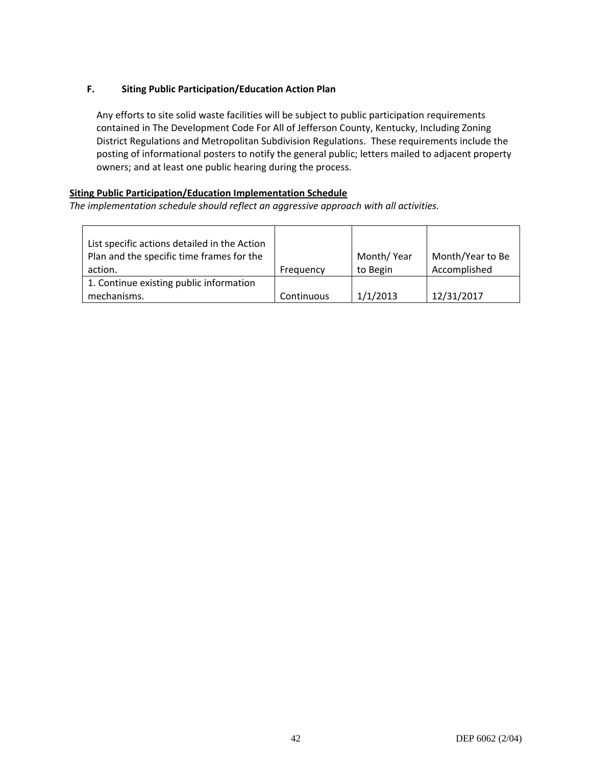### F. Siting Public Participation/Education Action Plan

Any efforts to site solid waste facilities will be subject to public participation requirements contained in The Development Code For All of Jefferson County, Kentucky, Including Zoning District Regulations and Metropolitan Subdivision Regulations. These requirements include the posting of informational posters to notify the general public; letters mailed to adjacent property owners; and at least one public hearing during the process.

**Siting Public Participation/Education Implementation Schedule**

*The implementation schedule should reflect an aggressive approach with all activities.*

| List specific actions detailed in the Action Plan and the specific time frames for the action. | Frequency | Month/ Year to Begin | Month/Year to Be Accomplished |
|---|---|---|---|
| 1. Continue existing public information mechanisms. | Continuous | 1/1/2013 | 12/31/2017 |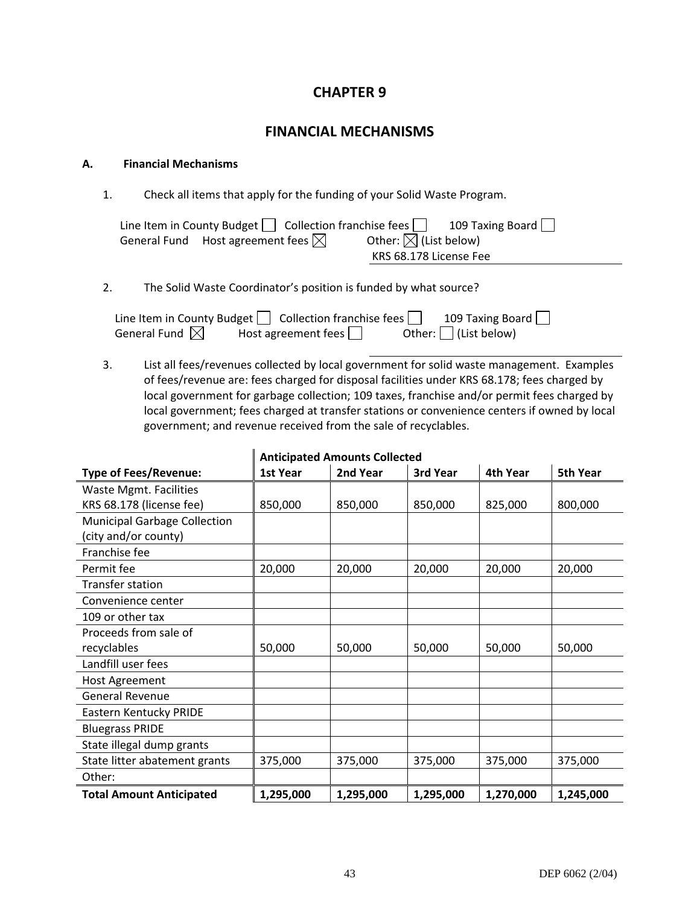# CHAPTER 9

## FINANCIAL MECHANISMS

### A. Financial Mechanisms

1. Check all items that apply for the funding of your Solid Waste Program.

   Line Item in County Budget ☐ Collection franchise fees ☐ 109 Taxing Board ☐
   General Fund Host agreement fees ☒ Other: ☒ (List below)
   KRS 68.178 License Fee

2. The Solid Waste Coordinator's position is funded by what source?

   Line Item in County Budget ☐ Collection franchise fees ☐ 109 Taxing Board ☐
   General Fund ☒ Host agreement fees ☐ Other: ☐ (List below)

3. List all fees/revenues collected by local government for solid waste management. Examples of fees/revenue are: fees charged for disposal facilities under KRS 68.178; fees charged by local government for garbage collection; 109 taxes, franchise and/or permit fees charged by local government; fees charged at transfer stations or convenience centers if owned by local government; and revenue received from the sale of recyclables.

| | Anticipated Amounts Collected | | | | |
|---|---|---|---|---|---|
| **Type of Fees/Revenue:** | **1st Year** | **2nd Year** | **3rd Year** | **4th Year** | **5th Year** |
| Waste Mgmt. Facilities KRS 68.178 (license fee) | 850,000 | 850,000 | 850,000 | 825,000 | 800,000 |
| Municipal Garbage Collection (city and/or county) | | | | | |
| Franchise fee | | | | | |
| Permit fee | 20,000 | 20,000 | 20,000 | 20,000 | 20,000 |
| Transfer station | | | | | |
| Convenience center | | | | | |
| 109 or other tax | | | | | |
| Proceeds from sale of recyclables | 50,000 | 50,000 | 50,000 | 50,000 | 50,000 |
| Landfill user fees | | | | | |
| Host Agreement | | | | | |
| General Revenue | | | | | |
| Eastern Kentucky PRIDE | | | | | |
| Bluegrass PRIDE | | | | | |
| State illegal dump grants | | | | | |
| State litter abatement grants | 375,000 | 375,000 | 375,000 | 375,000 | 375,000 |
| Other: | | | | | |
| **Total Amount Anticipated** | **1,295,000** | **1,295,000** | **1,295,000** | **1,270,000** | **1,245,000** |

DEP 6062 (2/04)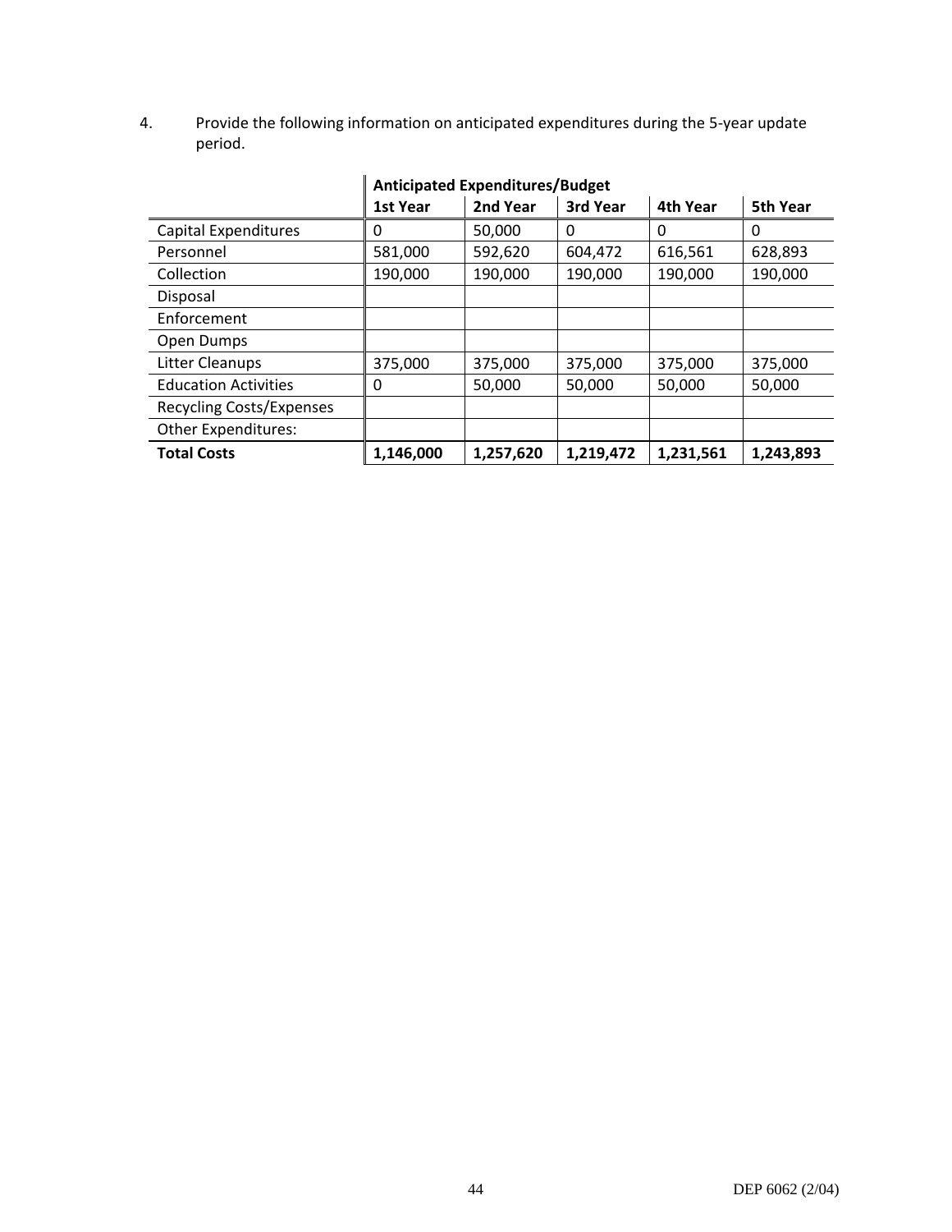4. Provide the following information on anticipated expenditures during the 5-year update period.

| | **Anticipated Expenditures/Budget** | | | | |
|---|---|---|---|---|---|
| | **1st Year** | **2nd Year** | **3rd Year** | **4th Year** | **5th Year** |
| Capital Expenditures | 0 | 50,000 | 0 | 0 | 0 |
| Personnel | 581,000 | 592,620 | 604,472 | 616,561 | 628,893 |
| Collection | 190,000 | 190,000 | 190,000 | 190,000 | 190,000 |
| Disposal | | | | | |
| Enforcement | | | | | |
| Open Dumps | | | | | |
| Litter Cleanups | 375,000 | 375,000 | 375,000 | 375,000 | 375,000 |
| Education Activities | 0 | 50,000 | 50,000 | 50,000 | 50,000 |
| Recycling Costs/Expenses | | | | | |
| Other Expenditures: | | | | | |
| **Total Costs** | **1,146,000** | **1,257,620** | **1,219,472** | **1,231,561** | **1,243,893** |

DEP 6062 (2/04)